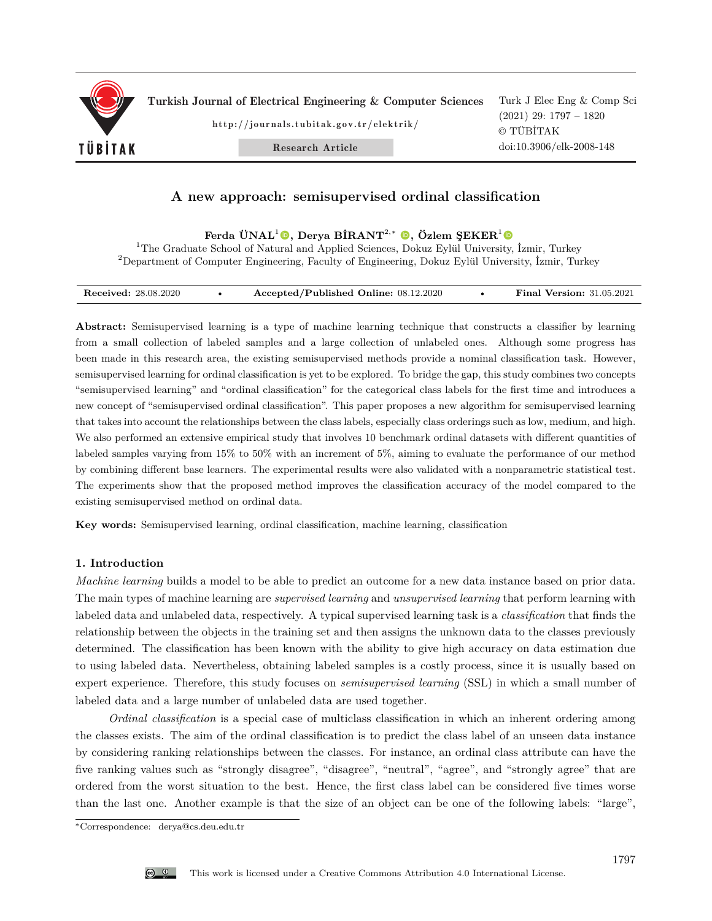# A new approach: semisupervised ordinal classification

**Ferda ÜNAL[1], Derya BİRANT[2,*], Özlem ŞEKER[1]**

[1]The Graduate School of Natural and Applied Sciences, Dokuz Eylül University, İzmir, Turkey
[2]Department of Computer Engineering, Faculty of Engineering, Dokuz Eylül University, İzmir, Turkey

| **Received:** 28.08.2020 | • | **Accepted/Published Online:** 08.12.2020 | • | **Final Version:** 31.05.2021 |
|---|---|---|---|---|

**Abstract:** Semisupervised learning is a type of machine learning technique that constructs a classifier by learning from a small collection of labeled samples and a large collection of unlabeled ones. Although some progress has been made in this research area, the existing semisupervised methods provide a nominal classification task. However, semisupervised learning for ordinal classification is yet to be explored. To bridge the gap, this study combines two concepts "semisupervised learning" and "ordinal classification" for the categorical class labels for the first time and introduces a new concept of "semisupervised ordinal classification". This paper proposes a new algorithm for semisupervised learning that takes into account the relationships between the class labels, especially class orderings such as low, medium, and high. We also performed an extensive empirical study that involves 10 benchmark ordinal datasets with different quantities of labeled samples varying from 15% to 50% with an increment of 5%, aiming to evaluate the performance of our method by combining different base learners. The experimental results were also validated with a nonparametric statistical test. The experiments show that the proposed method improves the classification accuracy of the model compared to the existing semisupervised method on ordinal data.

**Key words:** Semisupervised learning, ordinal classification, machine learning, classification

## 1. Introduction

*Machine learning* builds a model to be able to predict an outcome for a new data instance based on prior data. The main types of machine learning are *supervised learning* and *unsupervised learning* that perform learning with labeled data and unlabeled data, respectively. A typical supervised learning task is a *classification* that finds the relationship between the objects in the training set and then assigns the unknown data to the classes previously determined. The classification has been known with the ability to give high accuracy on data estimation due to using labeled data. Nevertheless, obtaining labeled samples is a costly process, since it is usually based on expert experience. Therefore, this study focuses on *semisupervised learning* (SSL) in which a small number of labeled data and a large number of unlabeled data are used together.

*Ordinal classification* is a special case of multiclass classification in which an inherent ordering among the classes exists. The aim of the ordinal classification is to predict the class label of an unseen data instance by considering ranking relationships between the classes. For instance, an ordinal class attribute can have the five ranking values such as "strongly disagree", "disagree", "neutral", "agree", and "strongly agree" that are ordered from the worst situation to the best. Hence, the first class label can be considered five times worse than the last one. Another example is that the size of an object can be one of the following labels: "large",

*Correspondence: derya@cs.deu.edu.tr

This work is licensed under a Creative Commons Attribution 4.0 International License.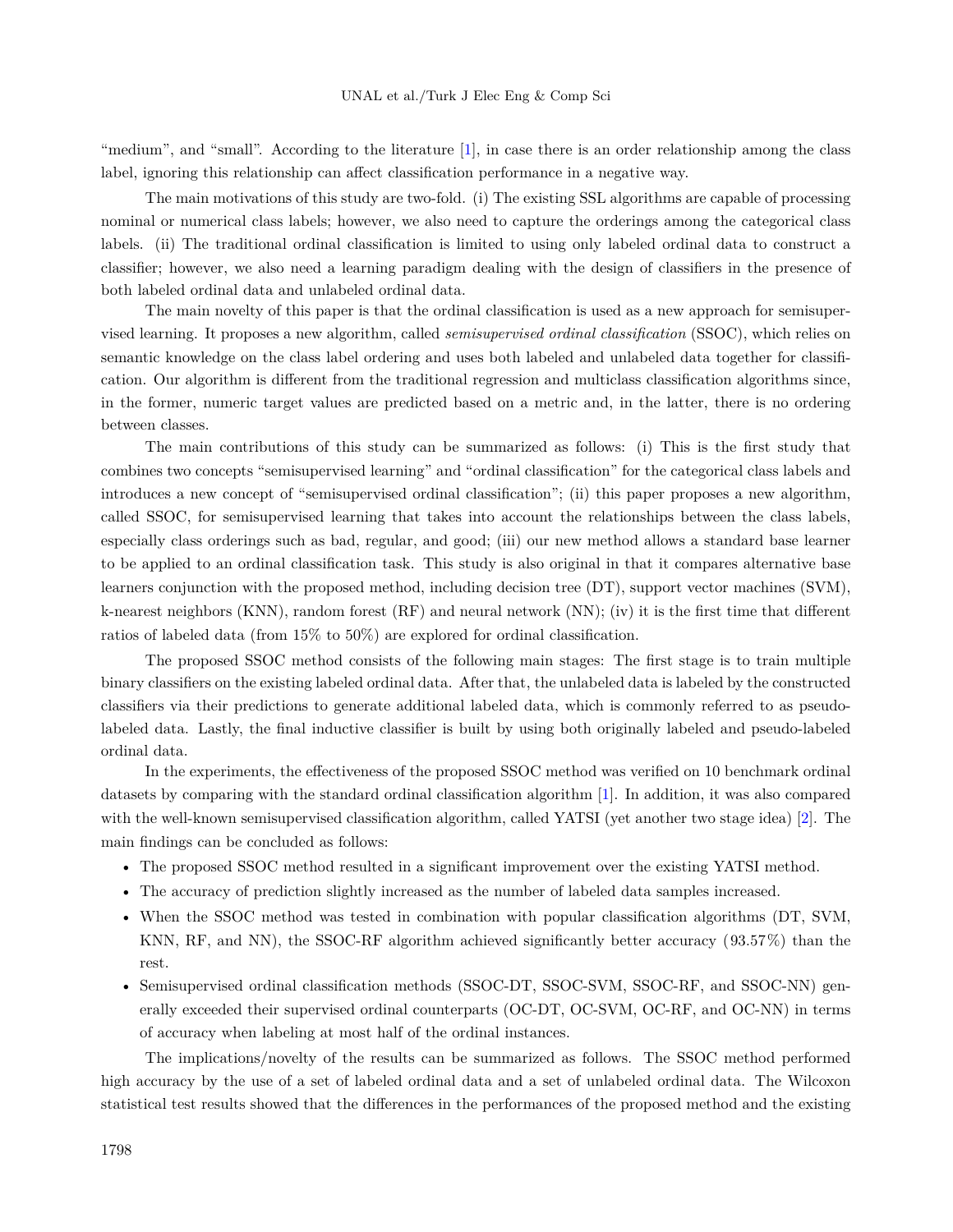"medium", and "small". According to the literature [1], in case there is an order relationship among the class label, ignoring this relationship can affect classification performance in a negative way.

The main motivations of this study are two-fold. (i) The existing SSL algorithms are capable of processing nominal or numerical class labels; however, we also need to capture the orderings among the categorical class labels. (ii) The traditional ordinal classification is limited to using only labeled ordinal data to construct a classifier; however, we also need a learning paradigm dealing with the design of classifiers in the presence of both labeled ordinal data and unlabeled ordinal data.

The main novelty of this paper is that the ordinal classification is used as a new approach for semisupervised learning. It proposes a new algorithm, called *semisupervised ordinal classification* (SSOC), which relies on semantic knowledge on the class label ordering and uses both labeled and unlabeled data together for classification. Our algorithm is different from the traditional regression and multiclass classification algorithms since, in the former, numeric target values are predicted based on a metric and, in the latter, there is no ordering between classes.

The main contributions of this study can be summarized as follows: (i) This is the first study that combines two concepts "semisupervised learning" and "ordinal classification" for the categorical class labels and introduces a new concept of "semisupervised ordinal classification"; (ii) this paper proposes a new algorithm, called SSOC, for semisupervised learning that takes into account the relationships between the class labels, especially class orderings such as bad, regular, and good; (iii) our new method allows a standard base learner to be applied to an ordinal classification task. This study is also original in that it compares alternative base learners conjunction with the proposed method, including decision tree (DT), support vector machines (SVM), k-nearest neighbors (KNN), random forest (RF) and neural network (NN); (iv) it is the first time that different ratios of labeled data (from 15% to 50%) are explored for ordinal classification.

The proposed SSOC method consists of the following main stages: The first stage is to train multiple binary classifiers on the existing labeled ordinal data. After that, the unlabeled data is labeled by the constructed classifiers via their predictions to generate additional labeled data, which is commonly referred to as pseudo-labeled data. Lastly, the final inductive classifier is built by using both originally labeled and pseudo-labeled ordinal data.

In the experiments, the effectiveness of the proposed SSOC method was verified on 10 benchmark ordinal datasets by comparing with the standard ordinal classification algorithm [1]. In addition, it was also compared with the well-known semisupervised classification algorithm, called YATSI (yet another two stage idea) [2]. The main findings can be concluded as follows:

- The proposed SSOC method resulted in a significant improvement over the existing YATSI method.
- The accuracy of prediction slightly increased as the number of labeled data samples increased.
- When the SSOC method was tested in combination with popular classification algorithms (DT, SVM, KNN, RF, and NN), the SSOC-RF algorithm achieved significantly better accuracy (93.57%) than the rest.
- Semisupervised ordinal classification methods (SSOC-DT, SSOC-SVM, SSOC-RF, and SSOC-NN) generally exceeded their supervised ordinal counterparts (OC-DT, OC-SVM, OC-RF, and OC-NN) in terms of accuracy when labeling at most half of the ordinal instances.

The implications/novelty of the results can be summarized as follows. The SSOC method performed high accuracy by the use of a set of labeled ordinal data and a set of unlabeled ordinal data. The Wilcoxon statistical test results showed that the differences in the performances of the proposed method and the existing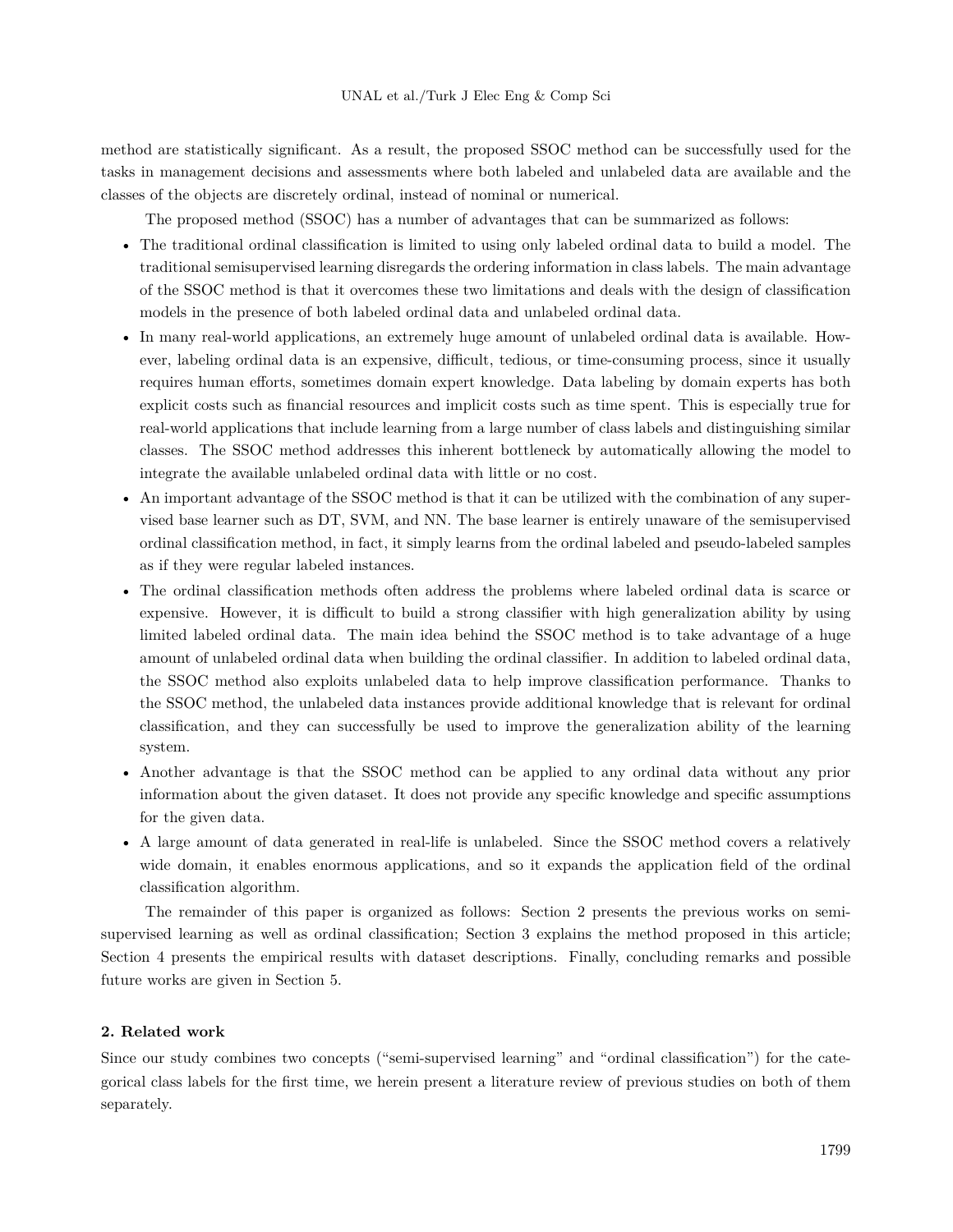method are statistically significant. As a result, the proposed SSOC method can be successfully used for the tasks in management decisions and assessments where both labeled and unlabeled data are available and the classes of the objects are discretely ordinal, instead of nominal or numerical.

The proposed method (SSOC) has a number of advantages that can be summarized as follows:

- The traditional ordinal classification is limited to using only labeled ordinal data to build a model. The traditional semisupervised learning disregards the ordering information in class labels. The main advantage of the SSOC method is that it overcomes these two limitations and deals with the design of classification models in the presence of both labeled ordinal data and unlabeled ordinal data.
- In many real-world applications, an extremely huge amount of unlabeled ordinal data is available. However, labeling ordinal data is an expensive, difficult, tedious, or time-consuming process, since it usually requires human efforts, sometimes domain expert knowledge. Data labeling by domain experts has both explicit costs such as financial resources and implicit costs such as time spent. This is especially true for real-world applications that include learning from a large number of class labels and distinguishing similar classes. The SSOC method addresses this inherent bottleneck by automatically allowing the model to integrate the available unlabeled ordinal data with little or no cost.
- An important advantage of the SSOC method is that it can be utilized with the combination of any supervised base learner such as DT, SVM, and NN. The base learner is entirely unaware of the semisupervised ordinal classification method, in fact, it simply learns from the ordinal labeled and pseudo-labeled samples as if they were regular labeled instances.
- The ordinal classification methods often address the problems where labeled ordinal data is scarce or expensive. However, it is difficult to build a strong classifier with high generalization ability by using limited labeled ordinal data. The main idea behind the SSOC method is to take advantage of a huge amount of unlabeled ordinal data when building the ordinal classifier. In addition to labeled ordinal data, the SSOC method also exploits unlabeled data to help improve classification performance. Thanks to the SSOC method, the unlabeled data instances provide additional knowledge that is relevant for ordinal classification, and they can successfully be used to improve the generalization ability of the learning system.
- Another advantage is that the SSOC method can be applied to any ordinal data without any prior information about the given dataset. It does not provide any specific knowledge and specific assumptions for the given data.
- A large amount of data generated in real-life is unlabeled. Since the SSOC method covers a relatively wide domain, it enables enormous applications, and so it expands the application field of the ordinal classification algorithm.

The remainder of this paper is organized as follows: Section 2 presents the previous works on semi-supervised learning as well as ordinal classification; Section 3 explains the method proposed in this article; Section 4 presents the empirical results with dataset descriptions. Finally, concluding remarks and possible future works are given in Section 5.

## 2. Related work

Since our study combines two concepts ("semi-supervised learning" and "ordinal classification") for the categorical class labels for the first time, we herein present a literature review of previous studies on both of them separately.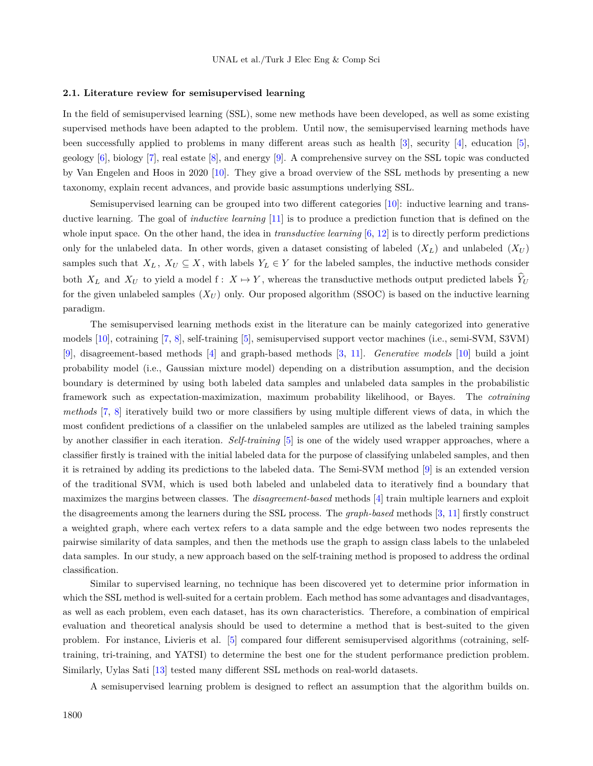### 2.1. Literature review for semisupervised learning

In the field of semisupervised learning (SSL), some new methods have been developed, as well as some existing supervised methods have been adapted to the problem. Until now, the semisupervised learning methods have been successfully applied to problems in many different areas such as health [3], security [4], education [5], geology [6], biology [7], real estate [8], and energy [9]. A comprehensive survey on the SSL topic was conducted by Van Engelen and Hoos in 2020 [10]. They give a broad overview of the SSL methods by presenting a new taxonomy, explain recent advances, and provide basic assumptions underlying SSL.

Semisupervised learning can be grouped into two different categories [10]: inductive learning and transductive learning. The goal of *inductive learning* [11] is to produce a prediction function that is defined on the whole input space. On the other hand, the idea in *transductive learning* [6, 12] is to directly perform predictions only for the unlabeled data. In other words, given a dataset consisting of labeled ($X_L$) and unlabeled ($X_U$) samples such that $X_L, X_U \subseteq X$, with labels $Y_L \in Y$ for the labeled samples, the inductive methods consider both $X_L$ and $X_U$ to yield a model $\mathrm{f}: X \mapsto Y$, whereas the transductive methods output predicted labels $\widehat{Y}_U$ for the given unlabeled samples ($X_U$) only. Our proposed algorithm (SSOC) is based on the inductive learning paradigm.

The semisupervised learning methods exist in the literature can be mainly categorized into generative models [10], cotraining [7, 8], self-training [5], semisupervised support vector machines (i.e., semi-SVM, S3VM) [9], disagreement-based methods [4] and graph-based methods [3, 11]. *Generative models* [10] build a joint probability model (i.e., Gaussian mixture model) depending on a distribution assumption, and the decision boundary is determined by using both labeled data samples and unlabeled data samples in the probabilistic framework such as expectation-maximization, maximum probability likelihood, or Bayes. The *cotraining methods* [7, 8] iteratively build two or more classifiers by using multiple different views of data, in which the most confident predictions of a classifier on the unlabeled samples are utilized as the labeled training samples by another classifier in each iteration. *Self-training* [5] is one of the widely used wrapper approaches, where a classifier firstly is trained with the initial labeled data for the purpose of classifying unlabeled samples, and then it is retrained by adding its predictions to the labeled data. The Semi-SVM method [9] is an extended version of the traditional SVM, which is used both labeled and unlabeled data to iteratively find a boundary that maximizes the margins between classes. The *disagreement-based* methods [4] train multiple learners and exploit the disagreements among the learners during the SSL process. The *graph-based* methods [3, 11] firstly construct a weighted graph, where each vertex refers to a data sample and the edge between two nodes represents the pairwise similarity of data samples, and then the methods use the graph to assign class labels to the unlabeled data samples. In our study, a new approach based on the self-training method is proposed to address the ordinal classification.

Similar to supervised learning, no technique has been discovered yet to determine prior information in which the SSL method is well-suited for a certain problem. Each method has some advantages and disadvantages, as well as each problem, even each dataset, has its own characteristics. Therefore, a combination of empirical evaluation and theoretical analysis should be used to determine a method that is best-suited to the given problem. For instance, Livieris et al. [5] compared four different semisupervised algorithms (cotraining, self-training, tri-training, and YATSI) to determine the best one for the student performance prediction problem. Similarly, Uylas Sati [13] tested many different SSL methods on real-world datasets.

A semisupervised learning problem is designed to reflect an assumption that the algorithm builds on.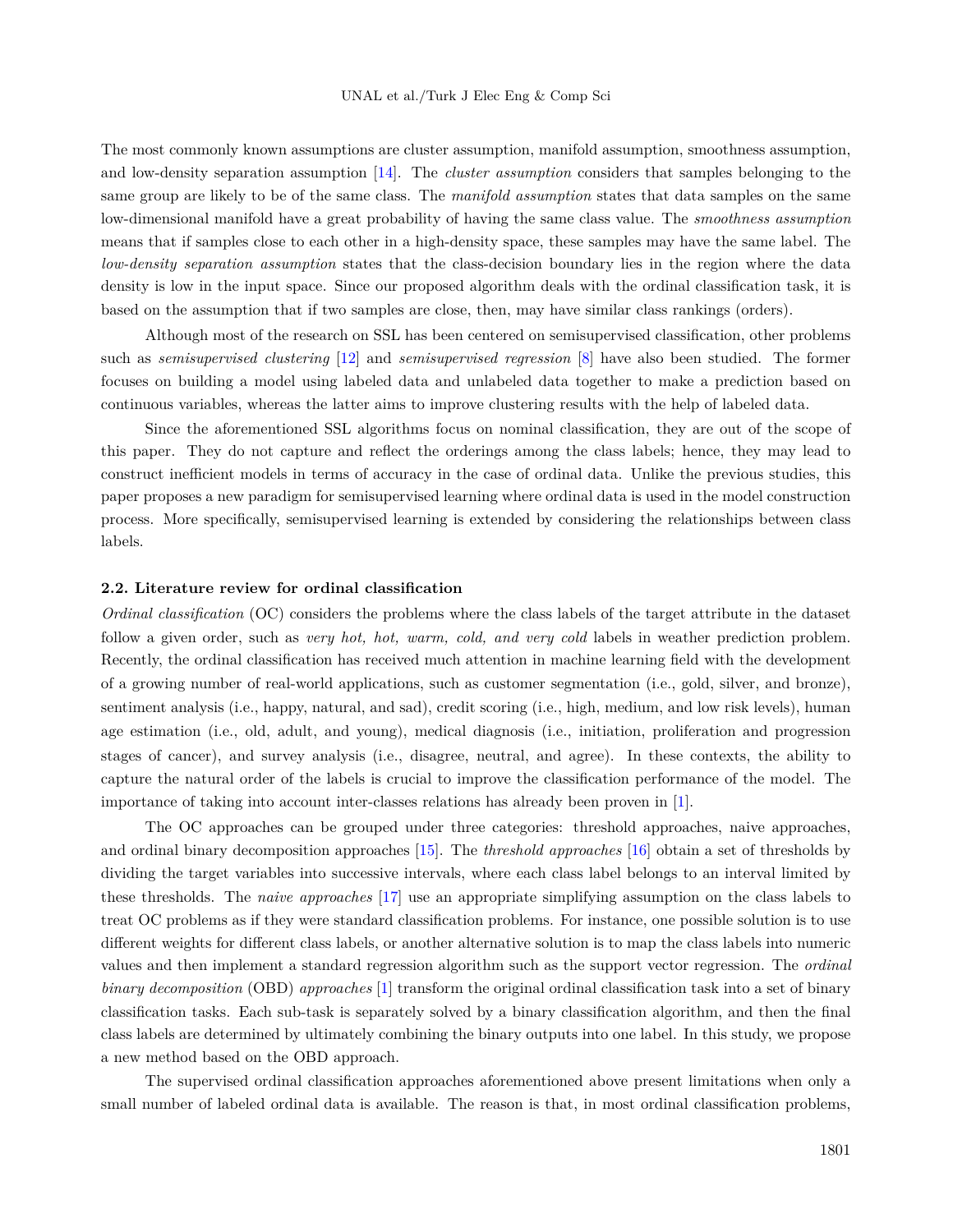The most commonly known assumptions are cluster assumption, manifold assumption, smoothness assumption, and low-density separation assumption [14]. The *cluster assumption* considers that samples belonging to the same group are likely to be of the same class. The *manifold assumption* states that data samples on the same low-dimensional manifold have a great probability of having the same class value. The *smoothness assumption* means that if samples close to each other in a high-density space, these samples may have the same label. The *low-density separation assumption* states that the class-decision boundary lies in the region where the data density is low in the input space. Since our proposed algorithm deals with the ordinal classification task, it is based on the assumption that if two samples are close, then, may have similar class rankings (orders).

Although most of the research on SSL has been centered on semisupervised classification, other problems such as *semisupervised clustering* [12] and *semisupervised regression* [8] have also been studied. The former focuses on building a model using labeled data and unlabeled data together to make a prediction based on continuous variables, whereas the latter aims to improve clustering results with the help of labeled data.

Since the aforementioned SSL algorithms focus on nominal classification, they are out of the scope of this paper. They do not capture and reflect the orderings among the class labels; hence, they may lead to construct inefficient models in terms of accuracy in the case of ordinal data. Unlike the previous studies, this paper proposes a new paradigm for semisupervised learning where ordinal data is used in the model construction process. More specifically, semisupervised learning is extended by considering the relationships between class labels.

### 2.2. Literature review for ordinal classification

*Ordinal classification* (OC) considers the problems where the class labels of the target attribute in the dataset follow a given order, such as *very hot, hot, warm, cold, and very cold* labels in weather prediction problem. Recently, the ordinal classification has received much attention in machine learning field with the development of a growing number of real-world applications, such as customer segmentation (i.e., gold, silver, and bronze), sentiment analysis (i.e., happy, natural, and sad), credit scoring (i.e., high, medium, and low risk levels), human age estimation (i.e., old, adult, and young), medical diagnosis (i.e., initiation, proliferation and progression stages of cancer), and survey analysis (i.e., disagree, neutral, and agree). In these contexts, the ability to capture the natural order of the labels is crucial to improve the classification performance of the model. The importance of taking into account inter-classes relations has already been proven in [1].

The OC approaches can be grouped under three categories: threshold approaches, naive approaches, and ordinal binary decomposition approaches [15]. The *threshold approaches* [16] obtain a set of thresholds by dividing the target variables into successive intervals, where each class label belongs to an interval limited by these thresholds. The *naive approaches* [17] use an appropriate simplifying assumption on the class labels to treat OC problems as if they were standard classification problems. For instance, one possible solution is to use different weights for different class labels, or another alternative solution is to map the class labels into numeric values and then implement a standard regression algorithm such as the support vector regression. The *ordinal binary decomposition* (OBD) *approaches* [1] transform the original ordinal classification task into a set of binary classification tasks. Each sub-task is separately solved by a binary classification algorithm, and then the final class labels are determined by ultimately combining the binary outputs into one label. In this study, we propose a new method based on the OBD approach.

The supervised ordinal classification approaches aforementioned above present limitations when only a small number of labeled ordinal data is available. The reason is that, in most ordinal classification problems,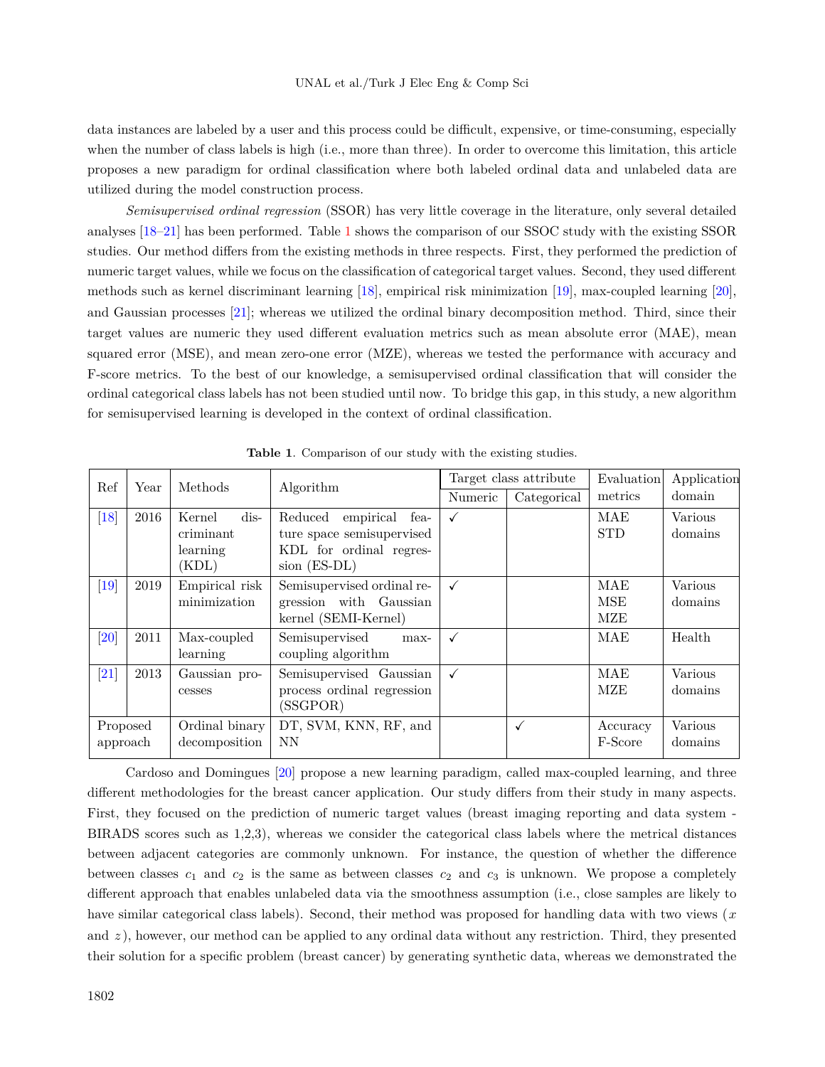data instances are labeled by a user and this process could be difficult, expensive, or time-consuming, especially when the number of class labels is high (i.e., more than three). In order to overcome this limitation, this article proposes a new paradigm for ordinal classification where both labeled ordinal data and unlabeled data are utilized during the model construction process.

*Semisupervised ordinal regression* (SSOR) has very little coverage in the literature, only several detailed analyses [18–21] has been performed. Table 1 shows the comparison of our SSOC study with the existing SSOR studies. Our method differs from the existing methods in three respects. First, they performed the prediction of numeric target values, while we focus on the classification of categorical target values. Second, they used different methods such as kernel discriminant learning [18], empirical risk minimization [19], max-coupled learning [20], and Gaussian processes [21]; whereas we utilized the ordinal binary decomposition method. Third, since their target values are numeric they used different evaluation metrics such as mean absolute error (MAE), mean squared error (MSE), and mean zero-one error (MZE), whereas we tested the performance with accuracy and F-score metrics. To the best of our knowledge, a semisupervised ordinal classification that will consider the ordinal categorical class labels has not been studied until now. To bridge this gap, in this study, a new algorithm for semisupervised learning is developed in the context of ordinal classification.

**Table 1**. Comparison of our study with the existing studies.

| Ref | Year | Methods | Algorithm | Target class attribute | | Evaluation metrics | Application domain |
|---|---|---|---|---|---|---|---|
| | | | | Numeric | Categorical | | |
| [18] | 2016 | Kernel discriminant learning (KDL) | Reduced empirical feature space semisupervised KDL for ordinal regression (ES-DL) | ✓ | | MAE STD | Various domains |
| [19] | 2019 | Empirical risk minimization | Semisupervised ordinal regression with Gaussian kernel (SEMI-Kernel) | ✓ | | MAE MSE MZE | Various domains |
| [20] | 2011 | Max-coupled learning | Semisupervised max-coupling algorithm | ✓ | | MAE | Health |
| [21] | 2013 | Gaussian processes | Semisupervised Gaussian process ordinal regression (SSGPOR) | ✓ | | MAE MZE | Various domains |
| Proposed approach | | Ordinal binary decomposition | DT, SVM, KNN, RF, and NN | | ✓ | Accuracy F-Score | Various domains |

Cardoso and Domingues [20] propose a new learning paradigm, called max-coupled learning, and three different methodologies for the breast cancer application. Our study differs from their study in many aspects. First, they focused on the prediction of numeric target values (breast imaging reporting and data system - BIRADS scores such as 1,2,3), whereas we consider the categorical class labels where the metrical distances between adjacent categories are commonly unknown. For instance, the question of whether the difference between classes $c_1$ and $c_2$ is the same as between classes $c_2$ and $c_3$ is unknown. We propose a completely different approach that enables unlabeled data via the smoothness assumption (i.e., close samples are likely to have similar categorical class labels). Second, their method was proposed for handling data with two views ($x$ and $z$), however, our method can be applied to any ordinal data without any restriction. Third, they presented their solution for a specific problem (breast cancer) by generating synthetic data, whereas we demonstrated the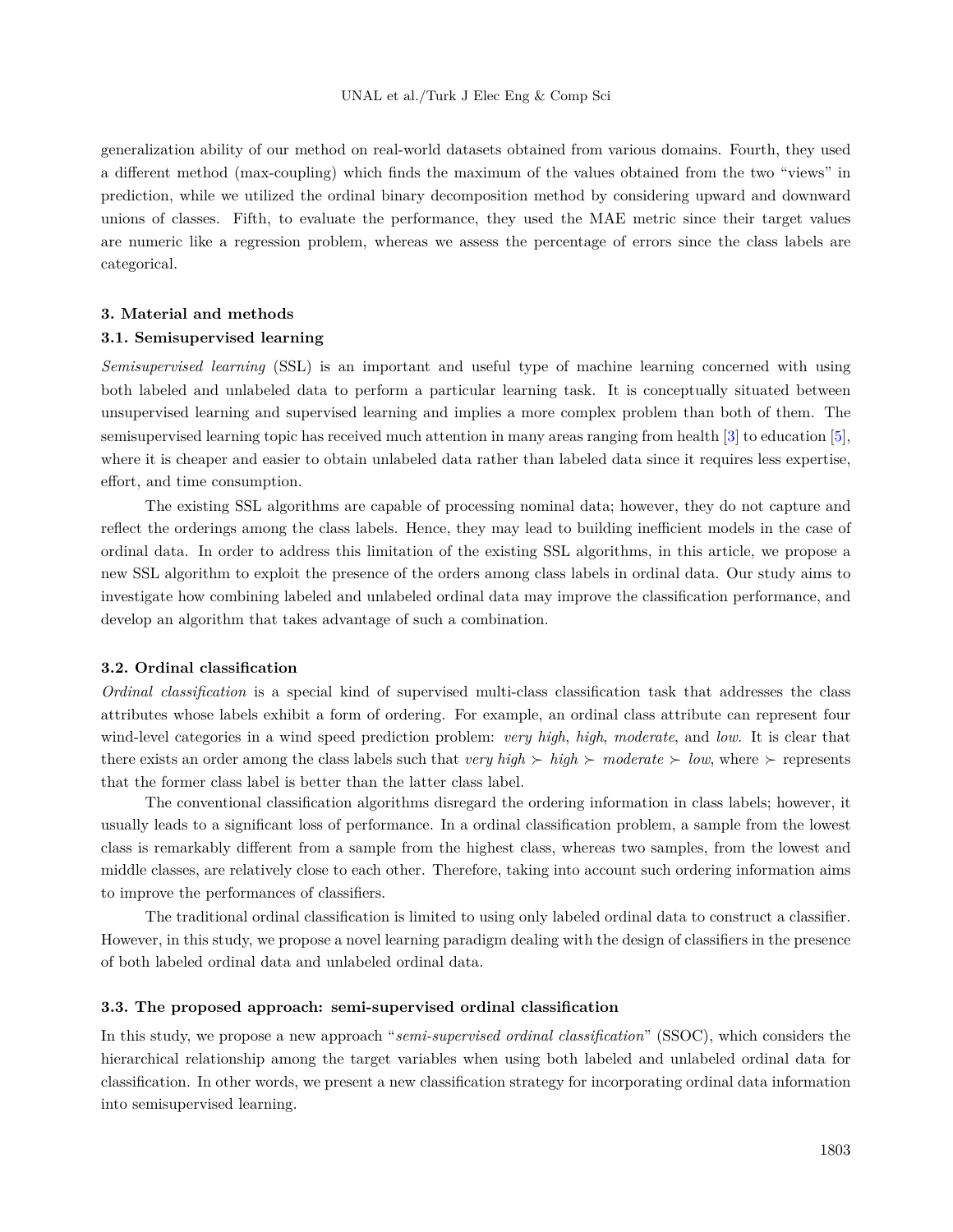generalization ability of our method on real-world datasets obtained from various domains. Fourth, they used a different method (max-coupling) which finds the maximum of the values obtained from the two "views" in prediction, while we utilized the ordinal binary decomposition method by considering upward and downward unions of classes. Fifth, to evaluate the performance, they used the MAE metric since their target values are numeric like a regression problem, whereas we assess the percentage of errors since the class labels are categorical.

## 3. Material and methods

### 3.1. Semisupervised learning

*Semisupervised learning* (SSL) is an important and useful type of machine learning concerned with using both labeled and unlabeled data to perform a particular learning task. It is conceptually situated between unsupervised learning and supervised learning and implies a more complex problem than both of them. The semisupervised learning topic has received much attention in many areas ranging from health [3] to education [5], where it is cheaper and easier to obtain unlabeled data rather than labeled data since it requires less expertise, effort, and time consumption.

The existing SSL algorithms are capable of processing nominal data; however, they do not capture and reflect the orderings among the class labels. Hence, they may lead to building inefficient models in the case of ordinal data. In order to address this limitation of the existing SSL algorithms, in this article, we propose a new SSL algorithm to exploit the presence of the orders among class labels in ordinal data. Our study aims to investigate how combining labeled and unlabeled ordinal data may improve the classification performance, and develop an algorithm that takes advantage of such a combination.

### 3.2. Ordinal classification

*Ordinal classification* is a special kind of supervised multi-class classification task that addresses the class attributes whose labels exhibit a form of ordering. For example, an ordinal class attribute can represent four wind-level categories in a wind speed prediction problem: *very high*, *high*, *moderate*, and *low*. It is clear that there exists an order among the class labels such that *very high* $\succ$ *high* $\succ$ *moderate* $\succ$ *low*, where $\succ$ represents that the former class label is better than the latter class label.

The conventional classification algorithms disregard the ordering information in class labels; however, it usually leads to a significant loss of performance. In a ordinal classification problem, a sample from the lowest class is remarkably different from a sample from the highest class, whereas two samples, from the lowest and middle classes, are relatively close to each other. Therefore, taking into account such ordering information aims to improve the performances of classifiers.

The traditional ordinal classification is limited to using only labeled ordinal data to construct a classifier. However, in this study, we propose a novel learning paradigm dealing with the design of classifiers in the presence of both labeled ordinal data and unlabeled ordinal data.

### 3.3. The proposed approach: semi-supervised ordinal classification

In this study, we propose a new approach "*semi-supervised ordinal classification*" (SSOC), which considers the hierarchical relationship among the target variables when using both labeled and unlabeled ordinal data for classification. In other words, we present a new classification strategy for incorporating ordinal data information into semisupervised learning.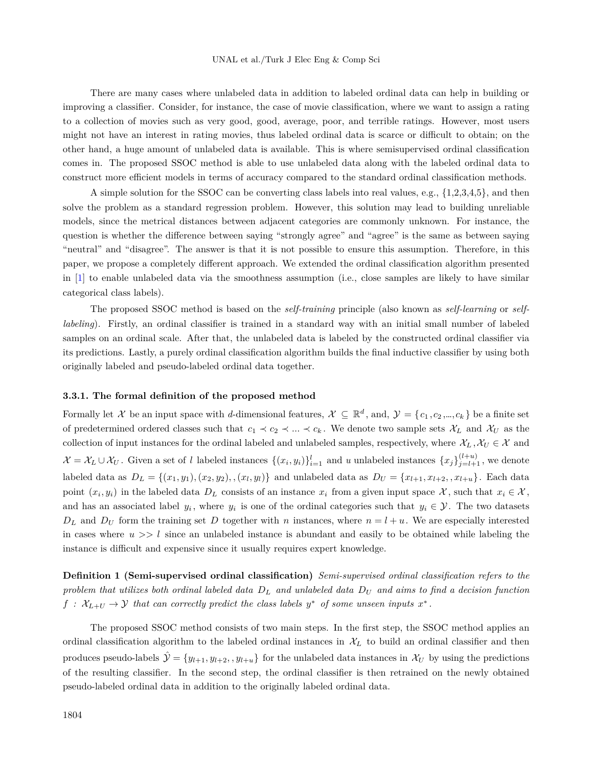There are many cases where unlabeled data in addition to labeled ordinal data can help in building or improving a classifier. Consider, for instance, the case of movie classification, where we want to assign a rating to a collection of movies such as very good, good, average, poor, and terrible ratings. However, most users might not have an interest in rating movies, thus labeled ordinal data is scarce or difficult to obtain; on the other hand, a huge amount of unlabeled data is available. This is where semisupervised ordinal classification comes in. The proposed SSOC method is able to use unlabeled data along with the labeled ordinal data to construct more efficient models in terms of accuracy compared to the standard ordinal classification methods.

A simple solution for the SSOC can be converting class labels into real values, e.g., {1,2,3,4,5}, and then solve the problem as a standard regression problem. However, this solution may lead to building unreliable models, since the metrical distances between adjacent categories are commonly unknown. For instance, the question is whether the difference between saying "strongly agree" and "agree" is the same as between saying "neutral" and "disagree". The answer is that it is not possible to ensure this assumption. Therefore, in this paper, we propose a completely different approach. We extended the ordinal classification algorithm presented in [1] to enable unlabeled data via the smoothness assumption (i.e., close samples are likely to have similar categorical class labels).

The proposed SSOC method is based on the *self-training* principle (also known as *self-learning* or *self-labeling*). Firstly, an ordinal classifier is trained in a standard way with an initial small number of labeled samples on an ordinal scale. After that, the unlabeled data is labeled by the constructed ordinal classifier via its predictions. Lastly, a purely ordinal classification algorithm builds the final inductive classifier by using both originally labeled and pseudo-labeled ordinal data together.

#### 3.3.1. The formal definition of the proposed method

Formally let $\mathcal{X}$ be an input space with $d$-dimensional features, $\mathcal{X} \subseteq \mathbb{R}^d$, and, $\mathcal{Y} = \{c_1, c_2, ..., c_k\}$ be a finite set of predetermined ordered classes such that $c_1 \prec c_2 \prec ... \prec c_k$. We denote two sample sets $\mathcal{X}_L$ and $\mathcal{X}_U$ as the collection of input instances for the ordinal labeled and unlabeled samples, respectively, where $\mathcal{X}_L, \mathcal{X}_U \in \mathcal{X}$ and $\mathcal{X} = \mathcal{X}_L \cup \mathcal{X}_U$. Given a set of $l$ labeled instances $\{(x_i, y_i)\}_{i=1}^{l}$ and $u$ unlabeled instances $\{x_j\}_{j=l+1}^{(l+u)}$, we denote labeled data as $D_L = \{(x_1, y_1), (x_2, y_2), , (x_l, y_l)\}$ and unlabeled data as $D_U = \{x_{l+1}, x_{l+2}, , x_{l+u}\}$. Each data point $(x_i, y_i)$ in the labeled data $D_L$ consists of an instance $x_i$ from a given input space $\mathcal{X}$, such that $x_i \in \mathcal{X}$, and has an associated label $y_i$, where $y_i$ is one of the ordinal categories such that $y_i \in \mathcal{Y}$. The two datasets $D_L$ and $D_U$ form the training set $D$ together with $n$ instances, where $n = l + u$. We are especially interested in cases where $u >> l$ since an unlabeled instance is abundant and easily to be obtained while labeling the instance is difficult and expensive since it usually requires expert knowledge.

**Definition 1 (Semi-supervised ordinal classification)** *Semi-supervised ordinal classification refers to the problem that utilizes both ordinal labeled data $D_L$ and unlabeled data $D_U$ and aims to find a decision function $f : \mathcal{X}_{L+U} \rightarrow \mathcal{Y}$ that can correctly predict the class labels $y^*$ of some unseen inputs $x^*$.*

The proposed SSOC method consists of two main steps. In the first step, the SSOC method applies an ordinal classification algorithm to the labeled ordinal instances in $\mathcal{X}_L$ to build an ordinal classifier and then produces pseudo-labels $\hat{\mathcal{Y}} = \{y_{l+1}, y_{l+2}, , y_{l+u}\}$ for the unlabeled data instances in $\mathcal{X}_U$ by using the predictions of the resulting classifier. In the second step, the ordinal classifier is then retrained on the newly obtained pseudo-labeled ordinal data in addition to the originally labeled ordinal data.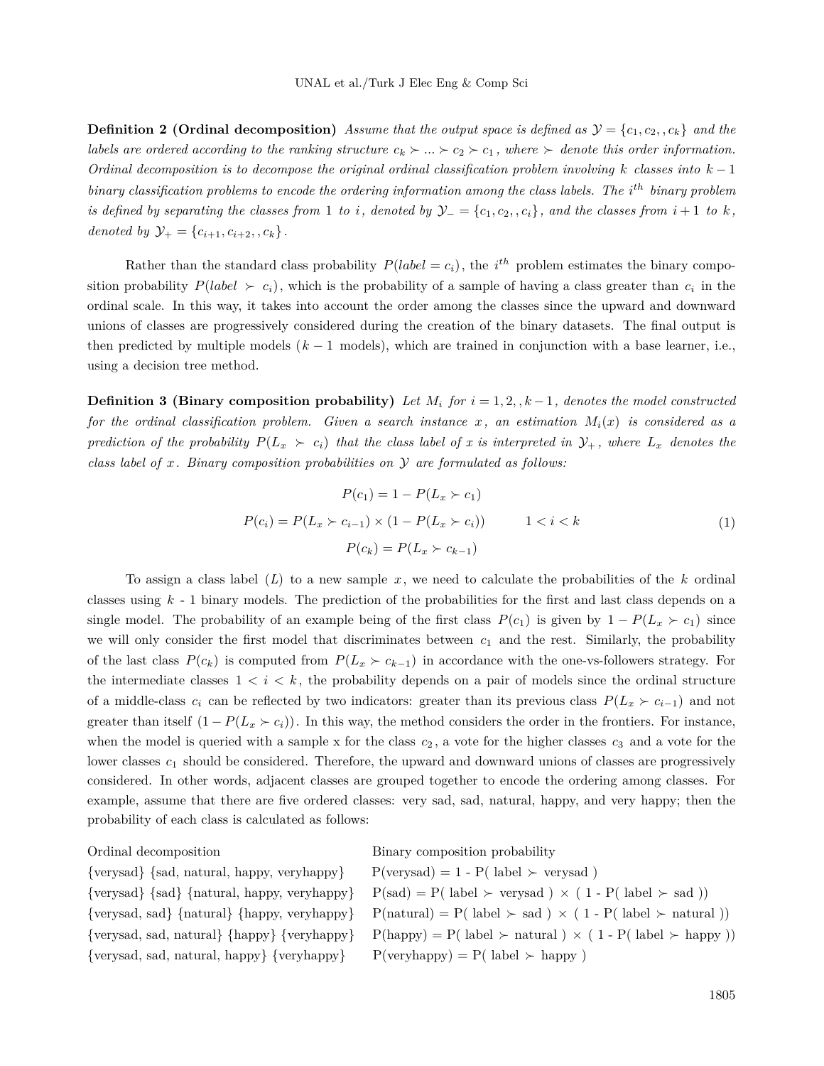**Definition 2 (Ordinal decomposition)** *Assume that the output space is defined as $\mathcal{Y} = \{c_1, c_2, , c_k\}$ and the labels are ordered according to the ranking structure $c_k \succ ... \succ c_2 \succ c_1$, where $\succ$ denote this order information. Ordinal decomposition is to decompose the original ordinal classification problem involving $k$ classes into $k-1$ binary classification problems to encode the ordering information among the class labels. The $i^{th}$ binary problem is defined by separating the classes from 1 to $i$, denoted by $\mathcal{Y}_- = \{c_1, c_2, , c_i\}$, and the classes from $i+1$ to $k$, denoted by $\mathcal{Y}_+ = \{c_{i+1}, c_{i+2}, , c_k\}$.*

Rather than the standard class probability $P(label = c_i)$, the $i^{th}$ problem estimates the binary composition probability $P(label \succ c_i)$, which is the probability of a sample of having a class greater than $c_i$ in the ordinal scale. In this way, it takes into account the order among the classes since the upward and downward unions of classes are progressively considered during the creation of the binary datasets. The final output is then predicted by multiple models ($k-1$ models), which are trained in conjunction with a base learner, i.e., using a decision tree method.

**Definition 3 (Binary composition probability)** *Let $M_i$ for $i = 1, 2, , k-1$, denotes the model constructed for the ordinal classification problem. Given a search instance $x$, an estimation $M_i(x)$ is considered as a prediction of the probability $P(L_x \succ c_i)$ that the class label of $x$ is interpreted in $\mathcal{Y}_+$, where $L_x$ denotes the class label of $x$. Binary composition probabilities on $\mathcal{Y}$ are formulated as follows:*

$$
\begin{aligned}
P(c_1) &= 1 - P(L_x \succ c_1) \\
P(c_i) &= P(L_x \succ c_{i-1}) \times (1 - P(L_x \succ c_i)) \qquad 1 < i < k \\
P(c_k) &= P(L_x \succ c_{k-1})
\end{aligned}
\tag{1}
$$

To assign a class label ($L$) to a new sample $x$, we need to calculate the probabilities of the $k$ ordinal classes using $k$ - 1 binary models. The prediction of the probabilities for the first and last class depends on a single model. The probability of an example being of the first class $P(c_1)$ is given by $1 - P(L_x \succ c_1)$ since we will only consider the first model that discriminates between $c_1$ and the rest. Similarly, the probability of the last class $P(c_k)$ is computed from $P(L_x \succ c_{k-1})$ in accordance with the one-vs-followers strategy. For the intermediate classes $1 < i < k$, the probability depends on a pair of models since the ordinal structure of a middle-class $c_i$ can be reflected by two indicators: greater than its previous class $P(L_x \succ c_{i-1})$ and not greater than itself $(1 - P(L_x \succ c_i))$. In this way, the method considers the order in the frontiers. For instance, when the model is queried with a sample x for the class $c_2$, a vote for the higher classes $c_3$ and a vote for the lower classes $c_1$ should be considered. Therefore, the upward and downward unions of classes are progressively considered. In other words, adjacent classes are grouped together to encode the ordering among classes. For example, assume that there are five ordered classes: very sad, sad, natural, happy, and very happy; then the probability of each class is calculated as follows:

| Ordinal decomposition | Binary composition probability |
|---|---|
| {verysad} {sad, natural, happy, veryhappy} | P(verysad) = 1 - P( label $\succ$ verysad ) |
| {verysad} {sad} {natural, happy, veryhappy} | P(sad) = P( label $\succ$ verysad ) $\times$ ( 1 - P( label $\succ$ sad )) |
| {verysad, sad} {natural} {happy, veryhappy} | P(natural) = P( label $\succ$ sad ) $\times$ ( 1 - P( label $\succ$ natural )) |
| {verysad, sad, natural} {happy} {veryhappy} | P(happy) = P( label $\succ$ natural ) $\times$ ( 1 - P( label $\succ$ happy )) |
| {verysad, sad, natural, happy} {veryhappy} | P(veryhappy) = P( label $\succ$ happy ) |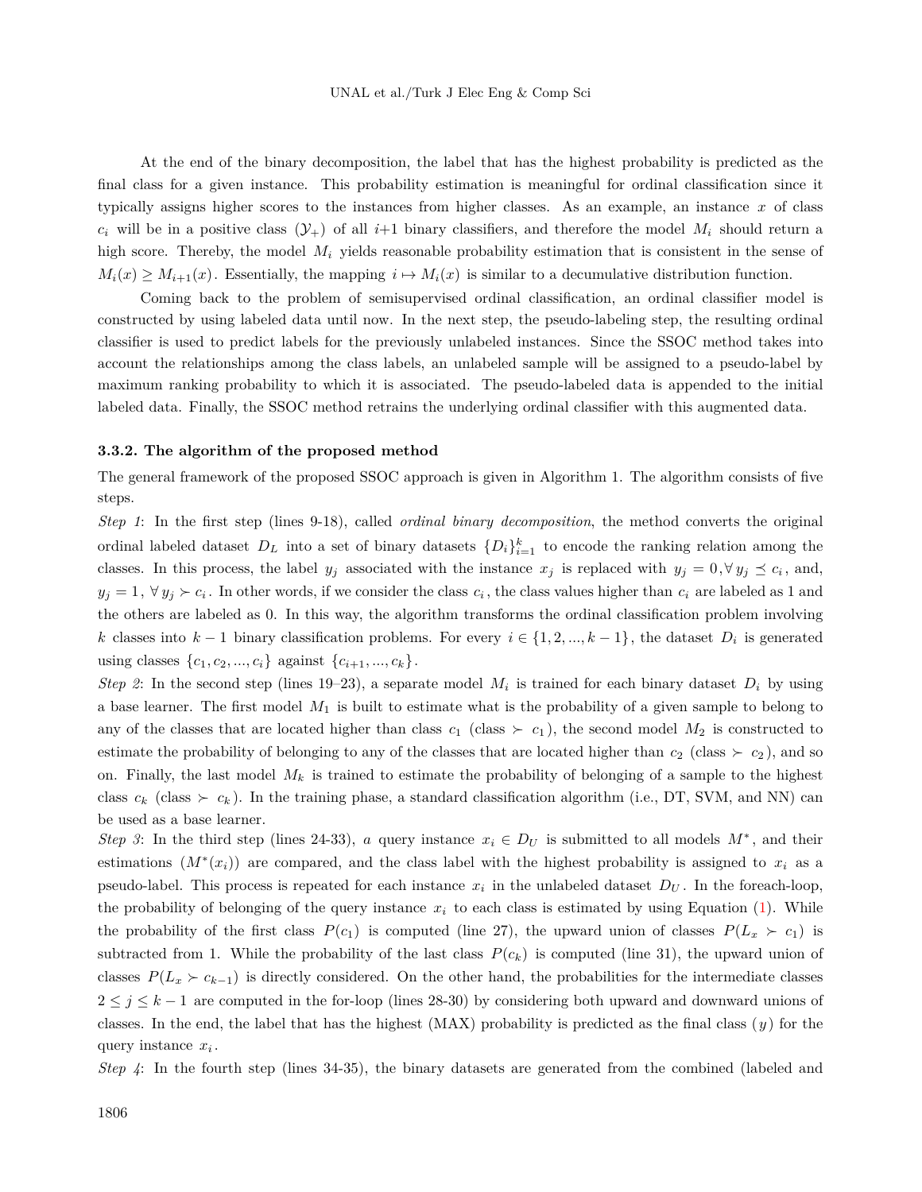At the end of the binary decomposition, the label that has the highest probability is predicted as the final class for a given instance. This probability estimation is meaningful for ordinal classification since it typically assigns higher scores to the instances from higher classes. As an example, an instance $x$ of class $c_i$ will be in a positive class ($\mathcal{Y}_+$) of all $i$+1 binary classifiers, and therefore the model $M_i$ should return a high score. Thereby, the model $M_i$ yields reasonable probability estimation that is consistent in the sense of $M_i(x) \geq M_{i+1}(x)$. Essentially, the mapping $i \mapsto M_i(x)$ is similar to a decumulative distribution function.

Coming back to the problem of semisupervised ordinal classification, an ordinal classifier model is constructed by using labeled data until now. In the next step, the pseudo-labeling step, the resulting ordinal classifier is used to predict labels for the previously unlabeled instances. Since the SSOC method takes into account the relationships among the class labels, an unlabeled sample will be assigned to a pseudo-label by maximum ranking probability to which it is associated. The pseudo-labeled data is appended to the initial labeled data. Finally, the SSOC method retrains the underlying ordinal classifier with this augmented data.

#### 3.3.2. The algorithm of the proposed method

The general framework of the proposed SSOC approach is given in Algorithm 1. The algorithm consists of five steps.

*Step 1*: In the first step (lines 9-18), called *ordinal binary decomposition*, the method converts the original ordinal labeled dataset $D_L$ into a set of binary datasets $\{D_i\}_{i=1}^{k}$ to encode the ranking relation among the classes. In this process, the label $y_j$ associated with the instance $x_j$ is replaced with $y_j = 0, \forall\, y_j \preceq c_i$, and, $y_j = 1$, $\forall\, y_j \succ c_i$. In other words, if we consider the class $c_i$, the class values higher than $c_i$ are labeled as 1 and the others are labeled as 0. In this way, the algorithm transforms the ordinal classification problem involving $k$ classes into $k-1$ binary classification problems. For every $i \in \{1, 2, ..., k-1\}$, the dataset $D_i$ is generated using classes $\{c_1, c_2, ..., c_i\}$ against $\{c_{i+1}, ..., c_k\}$.

*Step 2*: In the second step (lines 19–23), a separate model $M_i$ is trained for each binary dataset $D_i$ by using a base learner. The first model $M_1$ is built to estimate what is the probability of a given sample to belong to any of the classes that are located higher than class $c_1$ (class $\succ$ $c_1$), the second model $M_2$ is constructed to estimate the probability of belonging to any of the classes that are located higher than $c_2$ (class $\succ$ $c_2$), and so on. Finally, the last model $M_k$ is trained to estimate the probability of belonging of a sample to the highest class $c_k$ (class $\succ$ $c_k$). In the training phase, a standard classification algorithm (i.e., DT, SVM, and NN) can be used as a base learner.

*Step 3*: In the third step (lines 24-33), *a* query instance $x_i \in D_U$ is submitted to all models $M^*$, and their estimations ($M^*(x_i)$) are compared, and the class label with the highest probability is assigned to $x_i$ as a pseudo-label. This process is repeated for each instance $x_i$ in the unlabeled dataset $D_U$. In the foreach-loop, the probability of belonging of the query instance $x_i$ to each class is estimated by using Equation (1). While the probability of the first class $P(c_1)$ is computed (line 27), the upward union of classes $P(L_x \succ c_1)$ is subtracted from 1. While the probability of the last class $P(c_k)$ is computed (line 31), the upward union of classes $P(L_x \succ c_{k-1})$ is directly considered. On the other hand, the probabilities for the intermediate classes $2 \leq j \leq k-1$ are computed in the for-loop (lines 28-30) by considering both upward and downward unions of classes. In the end, the label that has the highest (MAX) probability is predicted as the final class ($y$) for the query instance $x_i$.

*Step 4*: In the fourth step (lines 34-35), the binary datasets are generated from the combined (labeled and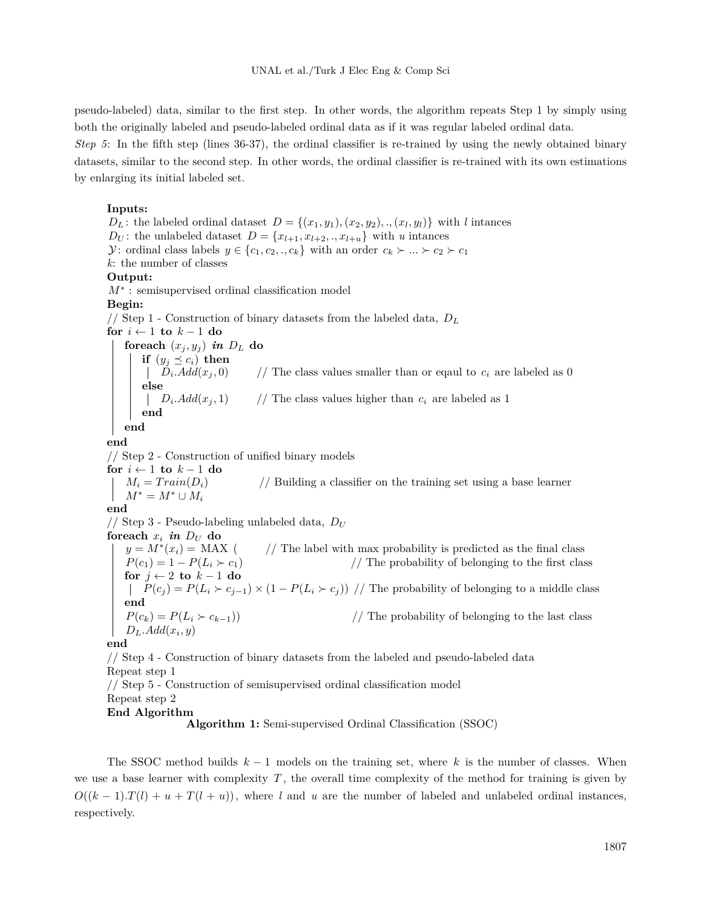pseudo-labeled) data, similar to the first step. In other words, the algorithm repeats Step 1 by simply using both the originally labeled and pseudo-labeled ordinal data as if it was regular labeled ordinal data.

*Step 5*: In the fifth step (lines 36-37), the ordinal classifier is re-trained by using the newly obtained binary datasets, similar to the second step. In other words, the ordinal classifier is re-trained with its own estimations by enlarging its initial labeled set.

```
Inputs:
D_L: the labeled ordinal dataset D = {(x_1, y_1), (x_2, y_2), ., (x_l, y_l)} with l intances
D_U: the unlabeled dataset D = {x_{l+1}, x_{l+2}, ., x_{l+u}} with u intances
Y: ordinal class labels y ∈ {c_1, c_2, ., c_k} with an order c_k ≻ ... ≻ c_2 ≻ c_1
k: the number of classes
Output:
M*: semisupervised ordinal classification model
Begin:
// Step 1 - Construction of binary datasets from the labeled data, D_L
for i ← 1 to k − 1 do
    foreach (x_j, y_j) in D_L do
        if (y_j ⪯ c_i) then
            D_i.Add(x_j, 0)      // The class values smaller than or eqaul to c_i are labeled as 0
        else
            D_i.Add(x_j, 1)      // The class values higher than c_i are labeled as 1
        end
    end
end
// Step 2 - Construction of unified binary models
for i ← 1 to k − 1 do
    M_i = Train(D_i)             // Building a classifier on the training set using a base learner
    M* = M* ∪ M_i
end
// Step 3 - Pseudo-labeling unlabeled data, D_U
foreach x_i in D_U do
    y = M*(x_i) = MAX (          // The label with max probability is predicted as the final class
    P(c_1) = 1 − P(L_i ≻ c_1)                  // The probability of belonging to the first class
    for j ← 2 to k − 1 do
        P(c_j) = P(L_i ≻ c_{j−1}) × (1 − P(L_i ≻ c_j))  // The probability of belonging to a middle class
    end
    P(c_k) = P(L_i ≻ c_{k−1}))                 // The probability of belonging to the last class
    D_L.Add(x_i, y)
end
// Step 4 - Construction of binary datasets from the labeled and pseudo-labeled data
Repeat step 1
// Step 5 - Construction of semisupervised ordinal classification model
Repeat step 2
End Algorithm
```

**Algorithm 1:** Semi-supervised Ordinal Classification (SSOC)

The SSOC method builds $k-1$ models on the training set, where $k$ is the number of classes. When we use a base learner with complexity $T$, the overall time complexity of the method for training is given by $O((k-1).T(l) + u + T(l+u))$, where $l$ and $u$ are the number of labeled and unlabeled ordinal instances, respectively.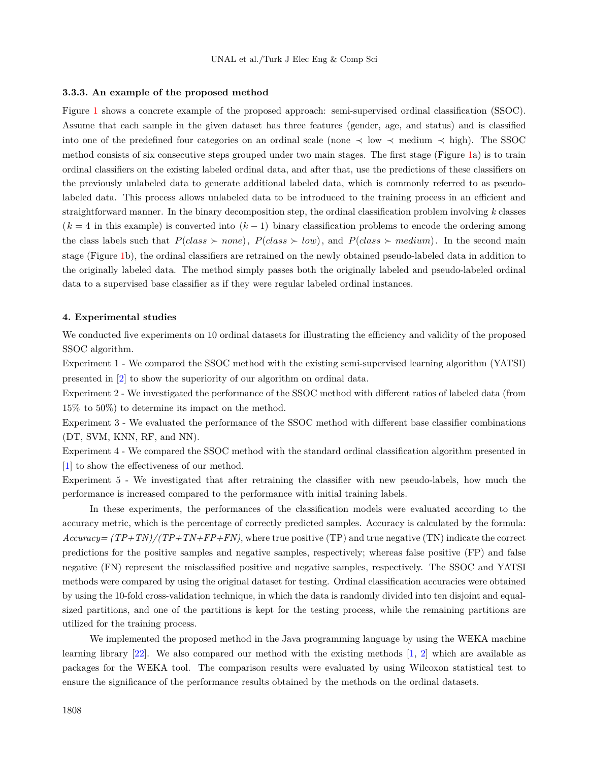### 3.3.3. An example of the proposed method

Figure 1 shows a concrete example of the proposed approach: semi-supervised ordinal classification (SSOC). Assume that each sample in the given dataset has three features (gender, age, and status) and is classified into one of the predefined four categories on an ordinal scale (none $\prec$ low $\prec$ medium $\prec$ high). The SSOC method consists of six consecutive steps grouped under two main stages. The first stage (Figure 1a) is to train ordinal classifiers on the existing labeled ordinal data, and after that, use the predictions of these classifiers on the previously unlabeled data to generate additional labeled data, which is commonly referred to as pseudo-labeled data. This process allows unlabeled data to be introduced to the training process in an efficient and straightforward manner. In the binary decomposition step, the ordinal classification problem involving $k$ classes ($k = 4$ in this example) is converted into $(k - 1)$ binary classification problems to encode the ordering among the class labels such that $P(class \succ none)$, $P(class \succ low)$, and $P(class \succ medium)$. In the second main stage (Figure 1b), the ordinal classifiers are retrained on the newly obtained pseudo-labeled data in addition to the originally labeled data. The method simply passes both the originally labeled and pseudo-labeled ordinal data to a supervised base classifier as if they were regular labeled ordinal instances.

## 4. Experimental studies

We conducted five experiments on 10 ordinal datasets for illustrating the efficiency and validity of the proposed SSOC algorithm.

Experiment 1 - We compared the SSOC method with the existing semi-supervised learning algorithm (YATSI) presented in [2] to show the superiority of our algorithm on ordinal data.

Experiment 2 - We investigated the performance of the SSOC method with different ratios of labeled data (from 15% to 50%) to determine its impact on the method.

Experiment 3 - We evaluated the performance of the SSOC method with different base classifier combinations (DT, SVM, KNN, RF, and NN).

Experiment 4 - We compared the SSOC method with the standard ordinal classification algorithm presented in [1] to show the effectiveness of our method.

Experiment 5 - We investigated that after retraining the classifier with new pseudo-labels, how much the performance is increased compared to the performance with initial training labels.

In these experiments, the performances of the classification models were evaluated according to the accuracy metric, which is the percentage of correctly predicted samples. Accuracy is calculated by the formula: *Accuracy= (TP+TN)/(TP+TN+FP+FN)*, where true positive (TP) and true negative (TN) indicate the correct predictions for the positive samples and negative samples, respectively; whereas false positive (FP) and false negative (FN) represent the misclassified positive and negative samples, respectively. The SSOC and YATSI methods were compared by using the original dataset for testing. Ordinal classification accuracies were obtained by using the 10-fold cross-validation technique, in which the data is randomly divided into ten disjoint and equal-sized partitions, and one of the partitions is kept for the testing process, while the remaining partitions are utilized for the training process.

We implemented the proposed method in the Java programming language by using the WEKA machine learning library [22]. We also compared our method with the existing methods [1, 2] which are available as packages for the WEKA tool. The comparison results were evaluated by using Wilcoxon statistical test to ensure the significance of the performance results obtained by the methods on the ordinal datasets.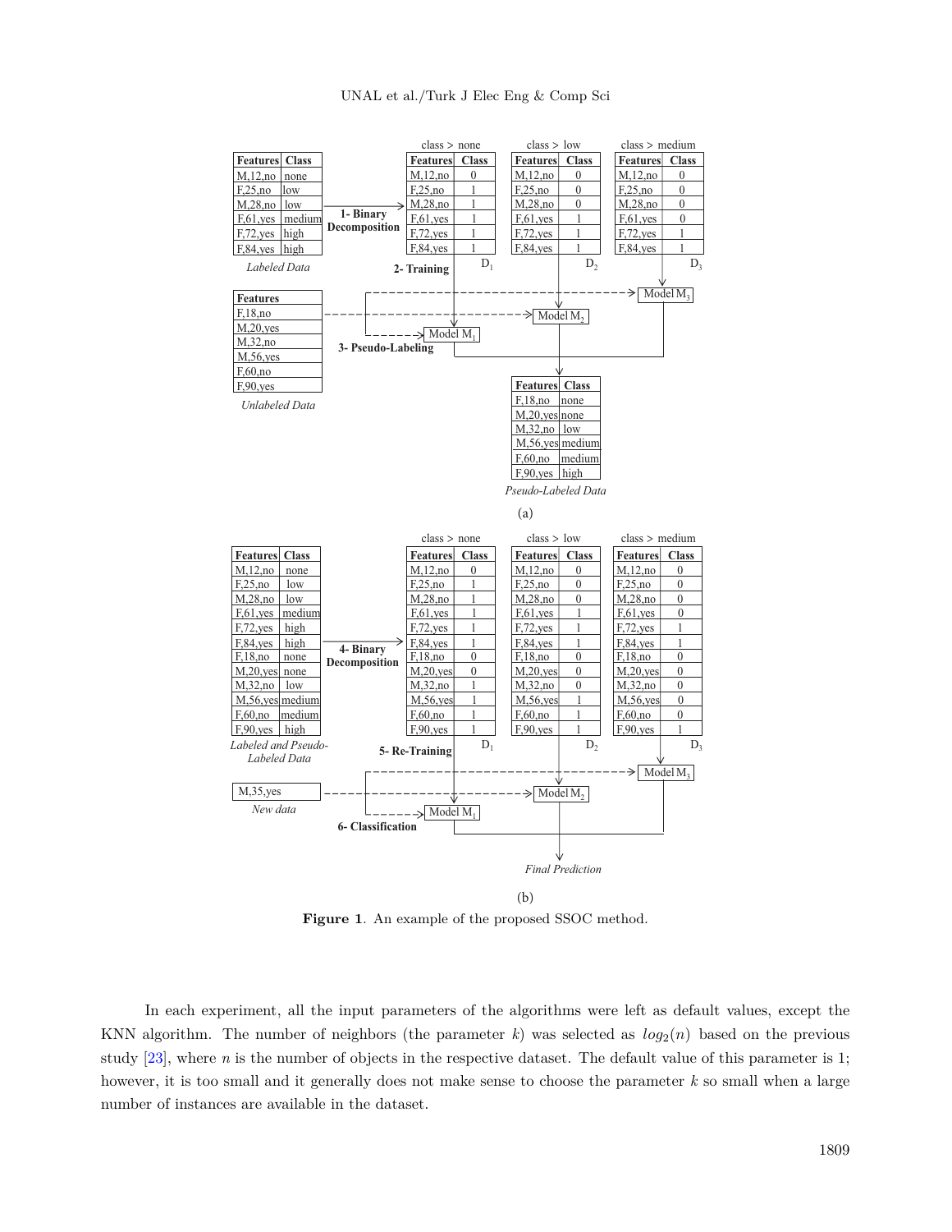(a)

(b)

**Figure 1**. An example of the proposed SSOC method.

In each experiment, all the input parameters of the algorithms were left as default values, except the KNN algorithm. The number of neighbors (the parameter $k$) was selected as $log_2(n)$ based on the previous study [23], where $n$ is the number of objects in the respective dataset. The default value of this parameter is 1; however, it is too small and it generally does not make sense to choose the parameter $k$ so small when a large number of instances are available in the dataset.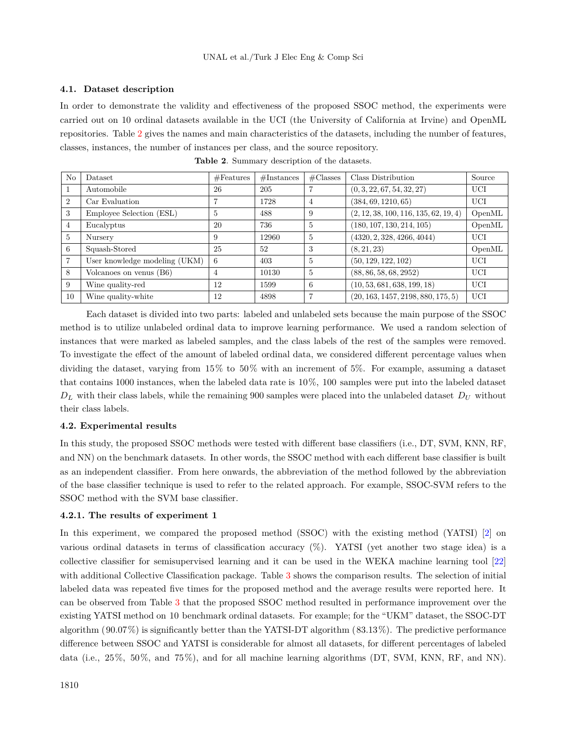### 4.1. Dataset description

In order to demonstrate the validity and effectiveness of the proposed SSOC method, the experiments were carried out on 10 ordinal datasets available in the UCI (the University of California at Irvine) and OpenML repositories. Table 2 gives the names and main characteristics of the datasets, including the number of features, classes, instances, the number of instances per class, and the source repository.

**Table 2**. Summary description of the datasets.

| No | Dataset | #Features | #Instances | #Classes | Class Distribution | Source |
|---|---|---|---|---|---|---|
| 1 | Automobile | 26 | 205 | 7 | (0, 3, 22, 67, 54, 32, 27) | UCI |
| 2 | Car Evaluation | 7 | 1728 | 4 | (384, 69, 1210, 65) | UCI |
| 3 | Employee Selection (ESL) | 5 | 488 | 9 | (2, 12, 38, 100, 116, 135, 62, 19, 4) | OpenML |
| 4 | Eucalyptus | 20 | 736 | 5 | (180, 107, 130, 214, 105) | OpenML |
| 5 | Nursery | 9 | 12960 | 5 | (4320, 2, 328, 4266, 4044) | UCI |
| 6 | Squash-Stored | 25 | 52 | 3 | (8, 21, 23) | OpenML |
| 7 | User knowledge modeling (UKM) | 6 | 403 | 5 | (50, 129, 122, 102) | UCI |
| 8 | Volcanoes on venus (B6) | 4 | 10130 | 5 | (88, 86, 58, 68, 2952) | UCI |
| 9 | Wine quality-red | 12 | 1599 | 6 | (10, 53, 681, 638, 199, 18) | UCI |
| 10 | Wine quality-white | 12 | 4898 | 7 | (20, 163, 1457, 2198, 880, 175, 5) | UCI |

Each dataset is divided into two parts: labeled and unlabeled sets because the main purpose of the SSOC method is to utilize unlabeled ordinal data to improve learning performance. We used a random selection of instances that were marked as labeled samples, and the class labels of the rest of the samples were removed. To investigate the effect of the amount of labeled ordinal data, we considered different percentage values when dividing the dataset, varying from 15% to 50% with an increment of 5%. For example, assuming a dataset that contains 1000 instances, when the labeled data rate is 10%, 100 samples were put into the labeled dataset $D_L$ with their class labels, while the remaining 900 samples were placed into the unlabeled dataset $D_U$ without their class labels.

### 4.2. Experimental results

In this study, the proposed SSOC methods were tested with different base classifiers (i.e., DT, SVM, KNN, RF, and NN) on the benchmark datasets. In other words, the SSOC method with each different base classifier is built as an independent classifier. From here onwards, the abbreviation of the method followed by the abbreviation of the base classifier technique is used to refer to the related approach. For example, SSOC-SVM refers to the SSOC method with the SVM base classifier.

#### 4.2.1. The results of experiment 1

In this experiment, we compared the proposed method (SSOC) with the existing method (YATSI) [2] on various ordinal datasets in terms of classification accuracy (%). YATSI (yet another two stage idea) is a collective classifier for semisupervised learning and it can be used in the WEKA machine learning tool [22] with additional Collective Classification package. Table 3 shows the comparison results. The selection of initial labeled data was repeated five times for the proposed method and the average results were reported here. It can be observed from Table 3 that the proposed SSOC method resulted in performance improvement over the existing YATSI method on 10 benchmark ordinal datasets. For example; for the "UKM" dataset, the SSOC-DT algorithm (90.07%) is significantly better than the YATSI-DT algorithm (83.13%). The predictive performance difference between SSOC and YATSI is considerable for almost all datasets, for different percentages of labeled data (i.e., 25%, 50%, and 75%), and for all machine learning algorithms (DT, SVM, KNN, RF, and NN).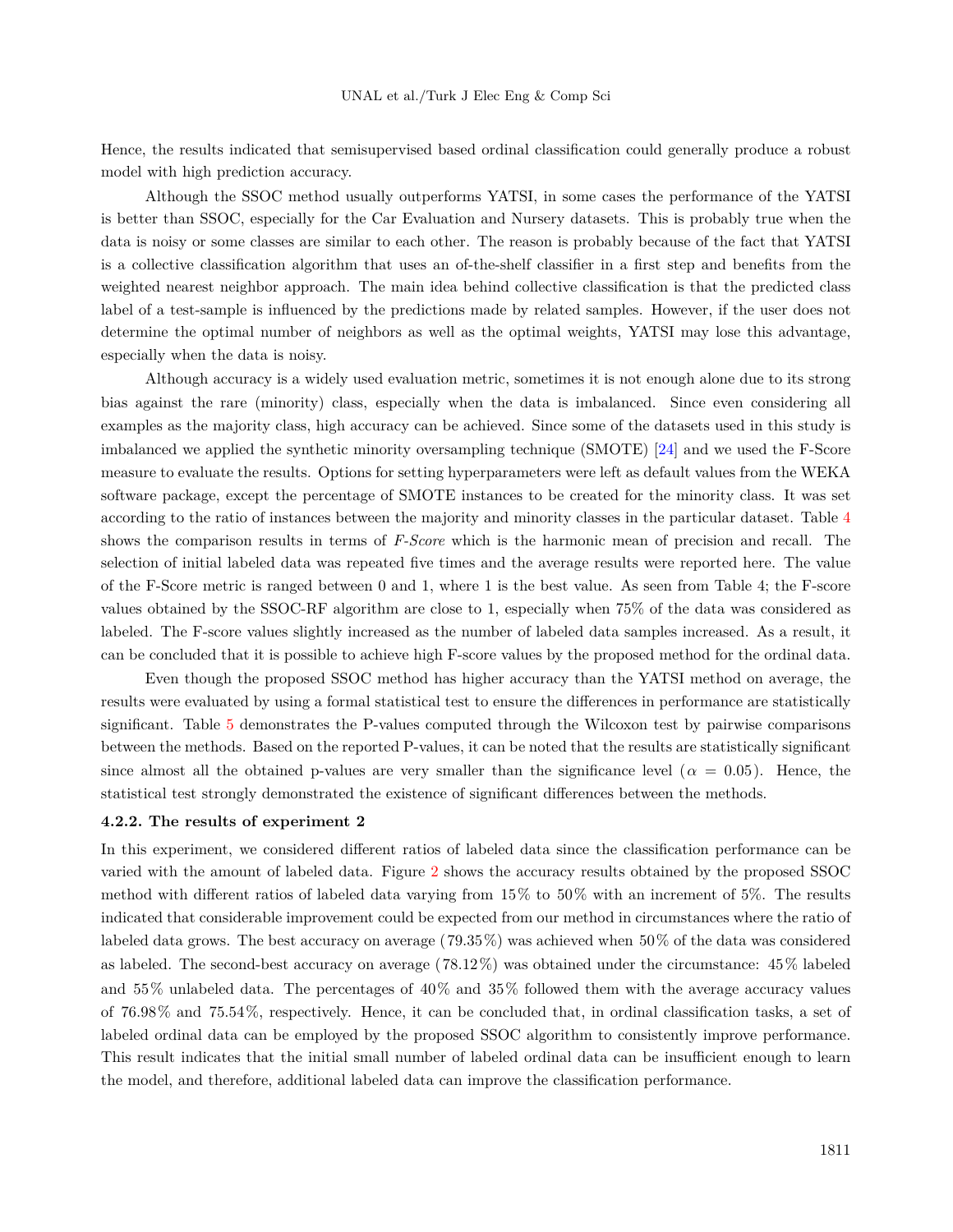Hence, the results indicated that semisupervised based ordinal classification could generally produce a robust model with high prediction accuracy.

Although the SSOC method usually outperforms YATSI, in some cases the performance of the YATSI is better than SSOC, especially for the Car Evaluation and Nursery datasets. This is probably true when the data is noisy or some classes are similar to each other. The reason is probably because of the fact that YATSI is a collective classification algorithm that uses an of-the-shelf classifier in a first step and benefits from the weighted nearest neighbor approach. The main idea behind collective classification is that the predicted class label of a test-sample is influenced by the predictions made by related samples. However, if the user does not determine the optimal number of neighbors as well as the optimal weights, YATSI may lose this advantage, especially when the data is noisy.

Although accuracy is a widely used evaluation metric, sometimes it is not enough alone due to its strong bias against the rare (minority) class, especially when the data is imbalanced. Since even considering all examples as the majority class, high accuracy can be achieved. Since some of the datasets used in this study is imbalanced we applied the synthetic minority oversampling technique (SMOTE) [24] and we used the F-Score measure to evaluate the results. Options for setting hyperparameters were left as default values from the WEKA software package, except the percentage of SMOTE instances to be created for the minority class. It was set according to the ratio of instances between the majority and minority classes in the particular dataset. Table 4 shows the comparison results in terms of *F-Score* which is the harmonic mean of precision and recall. The selection of initial labeled data was repeated five times and the average results were reported here. The value of the F-Score metric is ranged between 0 and 1, where 1 is the best value. As seen from Table 4; the F-score values obtained by the SSOC-RF algorithm are close to 1, especially when 75% of the data was considered as labeled. The F-score values slightly increased as the number of labeled data samples increased. As a result, it can be concluded that it is possible to achieve high F-score values by the proposed method for the ordinal data.

Even though the proposed SSOC method has higher accuracy than the YATSI method on average, the results were evaluated by using a formal statistical test to ensure the differences in performance are statistically significant. Table 5 demonstrates the P-values computed through the Wilcoxon test by pairwise comparisons between the methods. Based on the reported P-values, it can be noted that the results are statistically significant since almost all the obtained p-values are very smaller than the significance level ($\alpha = 0.05$). Hence, the statistical test strongly demonstrated the existence of significant differences between the methods.

#### 4.2.2. The results of experiment 2

In this experiment, we considered different ratios of labeled data since the classification performance can be varied with the amount of labeled data. Figure 2 shows the accuracy results obtained by the proposed SSOC method with different ratios of labeled data varying from 15% to 50% with an increment of 5%. The results indicated that considerable improvement could be expected from our method in circumstances where the ratio of labeled data grows. The best accuracy on average (79.35%) was achieved when 50% of the data was considered as labeled. The second-best accuracy on average (78.12%) was obtained under the circumstance: 45% labeled and 55% unlabeled data. The percentages of 40% and 35% followed them with the average accuracy values of 76.98% and 75.54%, respectively. Hence, it can be concluded that, in ordinal classification tasks, a set of labeled ordinal data can be employed by the proposed SSOC algorithm to consistently improve performance. This result indicates that the initial small number of labeled ordinal data can be insufficient enough to learn the model, and therefore, additional labeled data can improve the classification performance.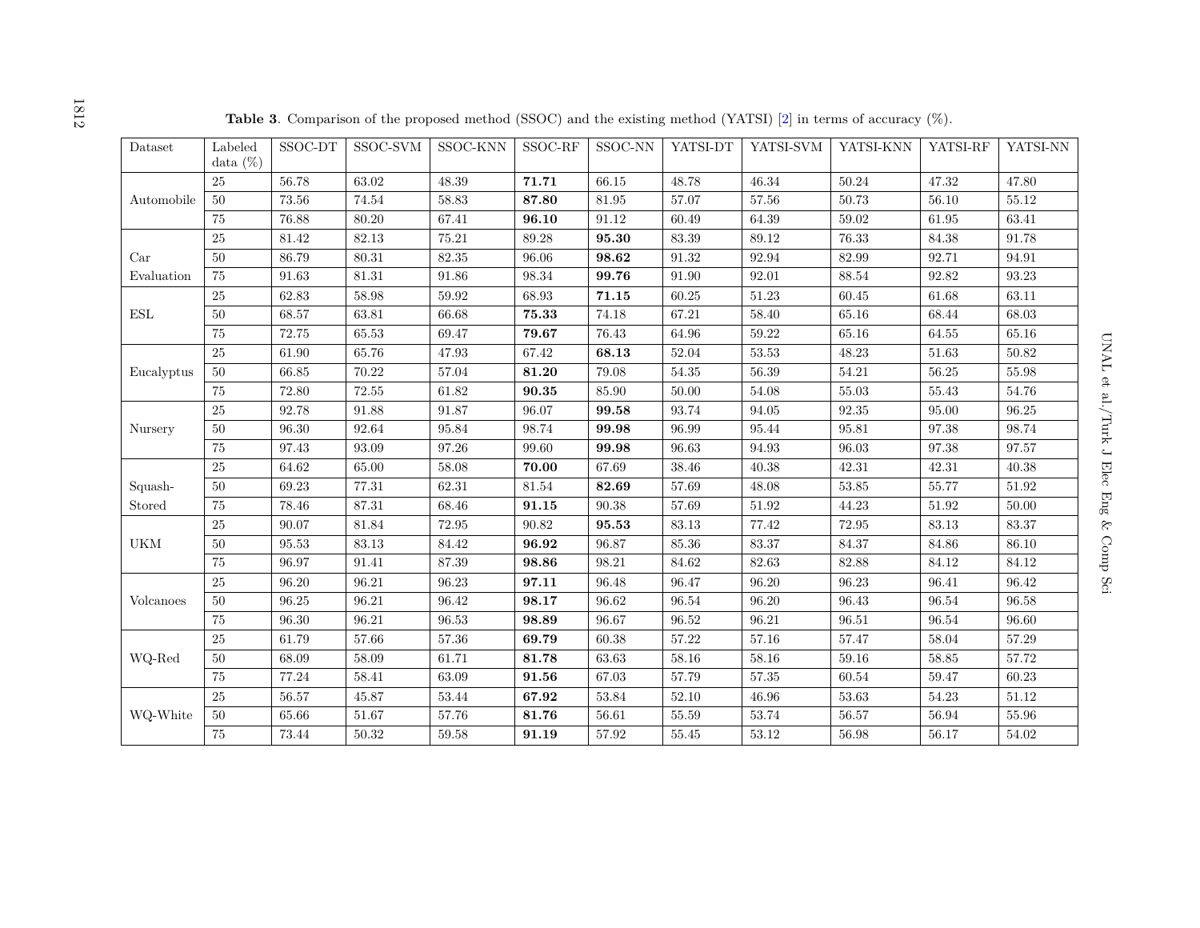**Table 3.** Comparison of the proposed method (SSOC) and the existing method (YATSI) [2] in terms of accuracy (%).

| Dataset | Labeled data (%) | SSOC-DT | SSOC-SVM | SSOC-KNN | SSOC-RF | SSOC-NN | YATSI-DT | YATSI-SVM | YATSI-KNN | YATSI-RF | YATSI-NN |
|---|---|---|---|---|---|---|---|---|---|---|---|
| Automobile | 25 | 56.78 | 63.02 | 48.39 | **71.71** | 66.15 | 48.78 | 46.34 | 50.24 | 47.32 | 47.80 |
| | 50 | 73.56 | 74.54 | 58.83 | **87.80** | 81.95 | 57.07 | 57.56 | 50.73 | 56.10 | 55.12 |
| | 75 | 76.88 | 80.20 | 67.41 | **96.10** | 91.12 | 60.49 | 64.39 | 59.02 | 61.95 | 63.41 |
| Car Evaluation | 25 | 81.42 | 82.13 | 75.21 | 89.28 | **95.30** | 83.39 | 89.12 | 76.33 | 84.38 | 91.78 |
| | 50 | 86.79 | 80.31 | 82.35 | 96.06 | **98.62** | 91.32 | 92.94 | 82.99 | 92.71 | 94.91 |
| | 75 | 91.63 | 81.31 | 91.86 | 98.34 | **99.76** | 91.90 | 92.01 | 88.54 | 92.82 | 93.23 |
| ESL | 25 | 62.83 | 58.98 | 59.92 | 68.93 | **71.15** | 60.25 | 51.23 | 60.45 | 61.68 | 63.11 |
| | 50 | 68.57 | 63.81 | 66.68 | **75.33** | 74.18 | 67.21 | 58.40 | 65.16 | 68.44 | 68.03 |
| | 75 | 72.75 | 65.53 | 69.47 | **79.67** | 76.43 | 64.96 | 59.22 | 65.16 | 64.55 | 65.16 |
| Eucalyptus | 25 | 61.90 | 65.76 | 47.93 | 67.42 | **68.13** | 52.04 | 53.53 | 48.23 | 51.63 | 50.82 |
| | 50 | 66.85 | 70.22 | 57.04 | **81.20** | 79.08 | 54.35 | 56.39 | 54.21 | 56.25 | 55.98 |
| | 75 | 72.80 | 72.55 | 61.82 | **90.35** | 85.90 | 50.00 | 54.08 | 55.03 | 55.43 | 54.76 |
| Nursery | 25 | 92.78 | 91.88 | 91.87 | 96.07 | **99.58** | 93.74 | 94.05 | 92.35 | 95.00 | 96.25 |
| | 50 | 96.30 | 92.64 | 95.84 | 98.74 | **99.98** | 96.99 | 95.44 | 95.81 | 97.38 | 98.74 |
| | 75 | 97.43 | 93.09 | 97.26 | 99.60 | **99.98** | 96.63 | 94.93 | 96.03 | 97.38 | 97.57 |
| Squash-Stored | 25 | 64.62 | 65.00 | 58.08 | **70.00** | 67.69 | 38.46 | 40.38 | 42.31 | 42.31 | 40.38 |
| | 50 | 69.23 | 77.31 | 62.31 | 81.54 | **82.69** | 57.69 | 48.08 | 53.85 | 55.77 | 51.92 |
| | 75 | 78.46 | 87.31 | 68.46 | **91.15** | 90.38 | 57.69 | 51.92 | 44.23 | 51.92 | 50.00 |
| UKM | 25 | 90.07 | 81.84 | 72.95 | 90.82 | **95.53** | 83.13 | 77.42 | 72.95 | 83.13 | 83.37 |
| | 50 | 95.53 | 83.13 | 84.42 | **96.92** | 96.87 | 85.36 | 83.37 | 84.37 | 84.86 | 86.10 |
| | 75 | 96.97 | 91.41 | 87.39 | **98.86** | 98.21 | 84.62 | 82.63 | 82.88 | 84.12 | 84.12 |
| Volcanoes | 25 | 96.20 | 96.21 | 96.23 | **97.11** | 96.48 | 96.47 | 96.20 | 96.23 | 96.41 | 96.42 |
| | 50 | 96.25 | 96.21 | 96.42 | **98.17** | 96.62 | 96.54 | 96.20 | 96.43 | 96.54 | 96.58 |
| | 75 | 96.30 | 96.21 | 96.53 | **98.89** | 96.67 | 96.52 | 96.21 | 96.51 | 96.54 | 96.60 |
| WQ-Red | 25 | 61.79 | 57.66 | 57.36 | **69.79** | 60.38 | 57.22 | 57.16 | 57.47 | 58.04 | 57.29 |
| | 50 | 68.09 | 58.09 | 61.71 | **81.78** | 63.63 | 58.16 | 58.16 | 59.16 | 58.85 | 57.72 |
| | 75 | 77.24 | 58.41 | 63.09 | **91.56** | 67.03 | 57.79 | 57.35 | 60.54 | 59.47 | 60.23 |
| WQ-White | 25 | 56.57 | 45.87 | 53.44 | **67.92** | 53.84 | 52.10 | 46.96 | 53.63 | 54.23 | 51.12 |
| | 50 | 65.66 | 51.67 | 57.76 | **81.76** | 56.61 | 55.59 | 53.74 | 56.57 | 56.94 | 55.96 |
| | 75 | 73.44 | 50.32 | 59.58 | **91.19** | 57.92 | 55.45 | 53.12 | 56.98 | 56.17 | 54.02 |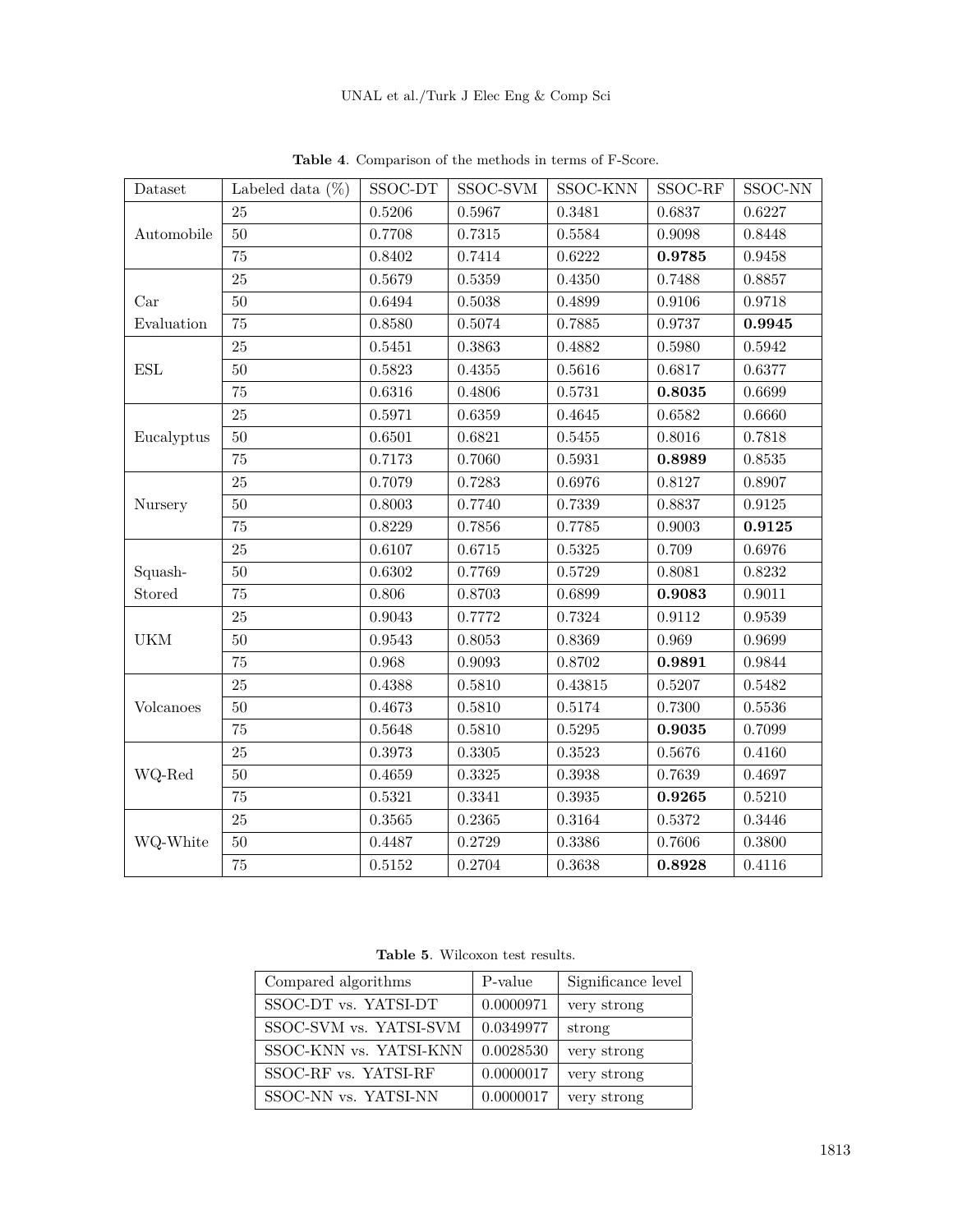**Table 4**. Comparison of the methods in terms of F-Score.

| Dataset | Labeled data (%) | SSOC-DT | SSOC-SVM | SSOC-KNN | SSOC-RF | SSOC-NN |
|---|---|---|---|---|---|---|
| Automobile | 25 | 0.5206 | 0.5967 | 0.3481 | 0.6837 | 0.6227 |
| | 50 | 0.7708 | 0.7315 | 0.5584 | 0.9098 | 0.8448 |
| | 75 | 0.8402 | 0.7414 | 0.6222 | **0.9785** | 0.9458 |
| Car Evaluation | 25 | 0.5679 | 0.5359 | 0.4350 | 0.7488 | 0.8857 |
| | 50 | 0.6494 | 0.5038 | 0.4899 | 0.9106 | 0.9718 |
| | 75 | 0.8580 | 0.5074 | 0.7885 | 0.9737 | **0.9945** |
| ESL | 25 | 0.5451 | 0.3863 | 0.4882 | 0.5980 | 0.5942 |
| | 50 | 0.5823 | 0.4355 | 0.5616 | 0.6817 | 0.6377 |
| | 75 | 0.6316 | 0.4806 | 0.5731 | **0.8035** | 0.6699 |
| Eucalyptus | 25 | 0.5971 | 0.6359 | 0.4645 | 0.6582 | 0.6660 |
| | 50 | 0.6501 | 0.6821 | 0.5455 | 0.8016 | 0.7818 |
| | 75 | 0.7173 | 0.7060 | 0.5931 | **0.8989** | 0.8535 |
| Nursery | 25 | 0.7079 | 0.7283 | 0.6976 | 0.8127 | 0.8907 |
| | 50 | 0.8003 | 0.7740 | 0.7339 | 0.8837 | 0.9125 |
| | 75 | 0.8229 | 0.7856 | 0.7785 | 0.9003 | **0.9125** |
| Squash-Stored | 25 | 0.6107 | 0.6715 | 0.5325 | 0.709 | 0.6976 |
| | 50 | 0.6302 | 0.7769 | 0.5729 | 0.8081 | 0.8232 |
| | 75 | 0.806 | 0.8703 | 0.6899 | **0.9083** | 0.9011 |
| UKM | 25 | 0.9043 | 0.7772 | 0.7324 | 0.9112 | 0.9539 |
| | 50 | 0.9543 | 0.8053 | 0.8369 | 0.969 | 0.9699 |
| | 75 | 0.968 | 0.9093 | 0.8702 | **0.9891** | 0.9844 |
| Volcanoes | 25 | 0.4388 | 0.5810 | 0.43815 | 0.5207 | 0.5482 |
| | 50 | 0.4673 | 0.5810 | 0.5174 | 0.7300 | 0.5536 |
| | 75 | 0.5648 | 0.5810 | 0.5295 | **0.9035** | 0.7099 |
| WQ-Red | 25 | 0.3973 | 0.3305 | 0.3523 | 0.5676 | 0.4160 |
| | 50 | 0.4659 | 0.3325 | 0.3938 | 0.7639 | 0.4697 |
| | 75 | 0.5321 | 0.3341 | 0.3935 | **0.9265** | 0.5210 |
| WQ-White | 25 | 0.3565 | 0.2365 | 0.3164 | 0.5372 | 0.3446 |
| | 50 | 0.4487 | 0.2729 | 0.3386 | 0.7606 | 0.3800 |
| | 75 | 0.5152 | 0.2704 | 0.3638 | **0.8928** | 0.4116 |

**Table 5**. Wilcoxon test results.

| Compared algorithms | P-value | Significance level |
|---|---|---|
| SSOC-DT vs. YATSI-DT | 0.0000971 | very strong |
| SSOC-SVM vs. YATSI-SVM | 0.0349977 | strong |
| SSOC-KNN vs. YATSI-KNN | 0.0028530 | very strong |
| SSOC-RF vs. YATSI-RF | 0.0000017 | very strong |
| SSOC-NN vs. YATSI-NN | 0.0000017 | very strong |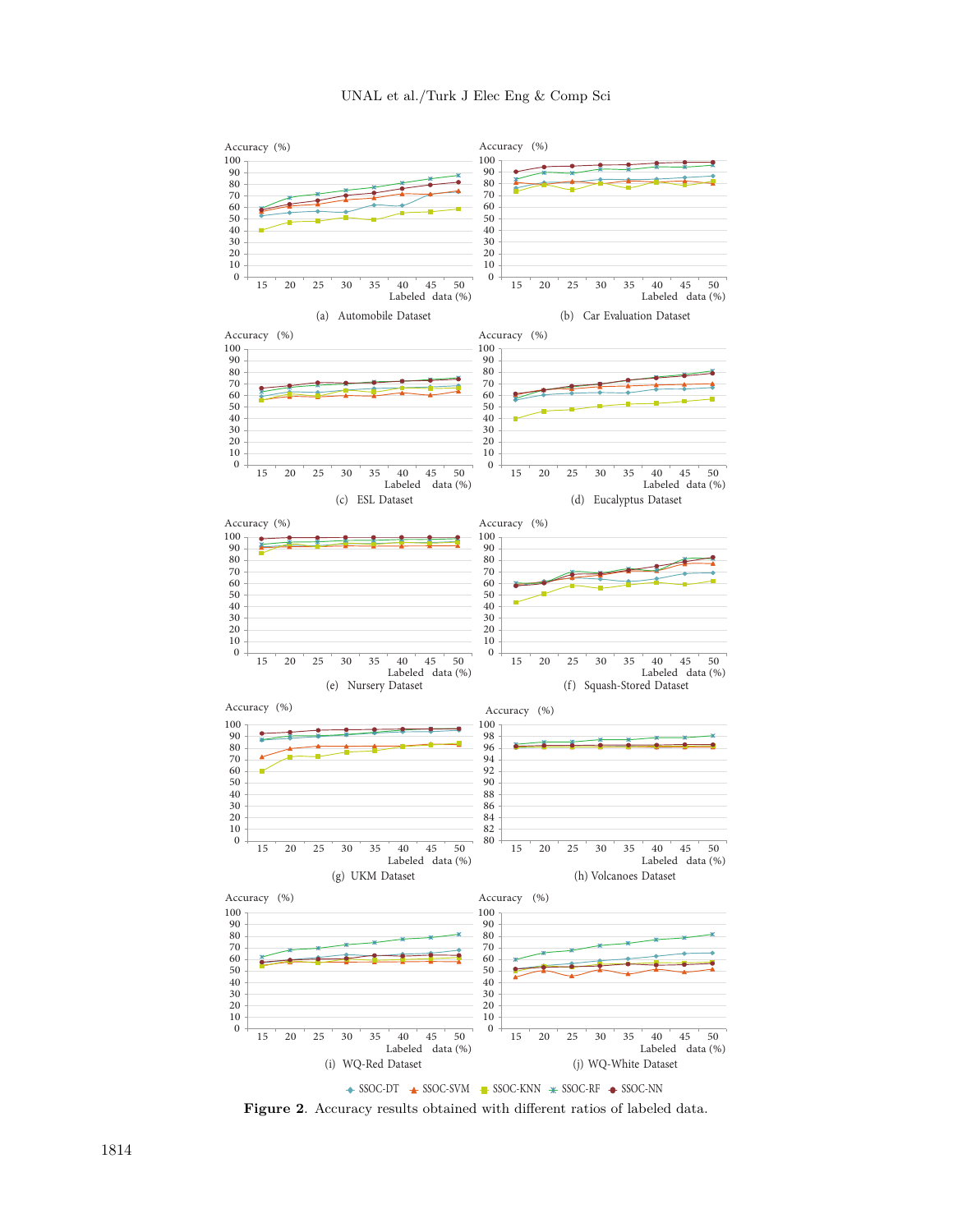Accuracy (%)

(a) Automobile Dataset

(b) Car Evaluation Dataset

(c) ESL Dataset

(d) Eucalyptus Dataset

(e) Nursery Dataset

(f) Squash-Stored Dataset

(g) UKM Dataset

(h) Volcanoes Dataset

(i) WQ-Red Dataset

(j) WQ-White Dataset

SSOC-DT, SSOC-SVM, SSOC-KNN, SSOC-RF, SSOC-NN

**Figure 2**. Accuracy results obtained with different ratios of labeled data.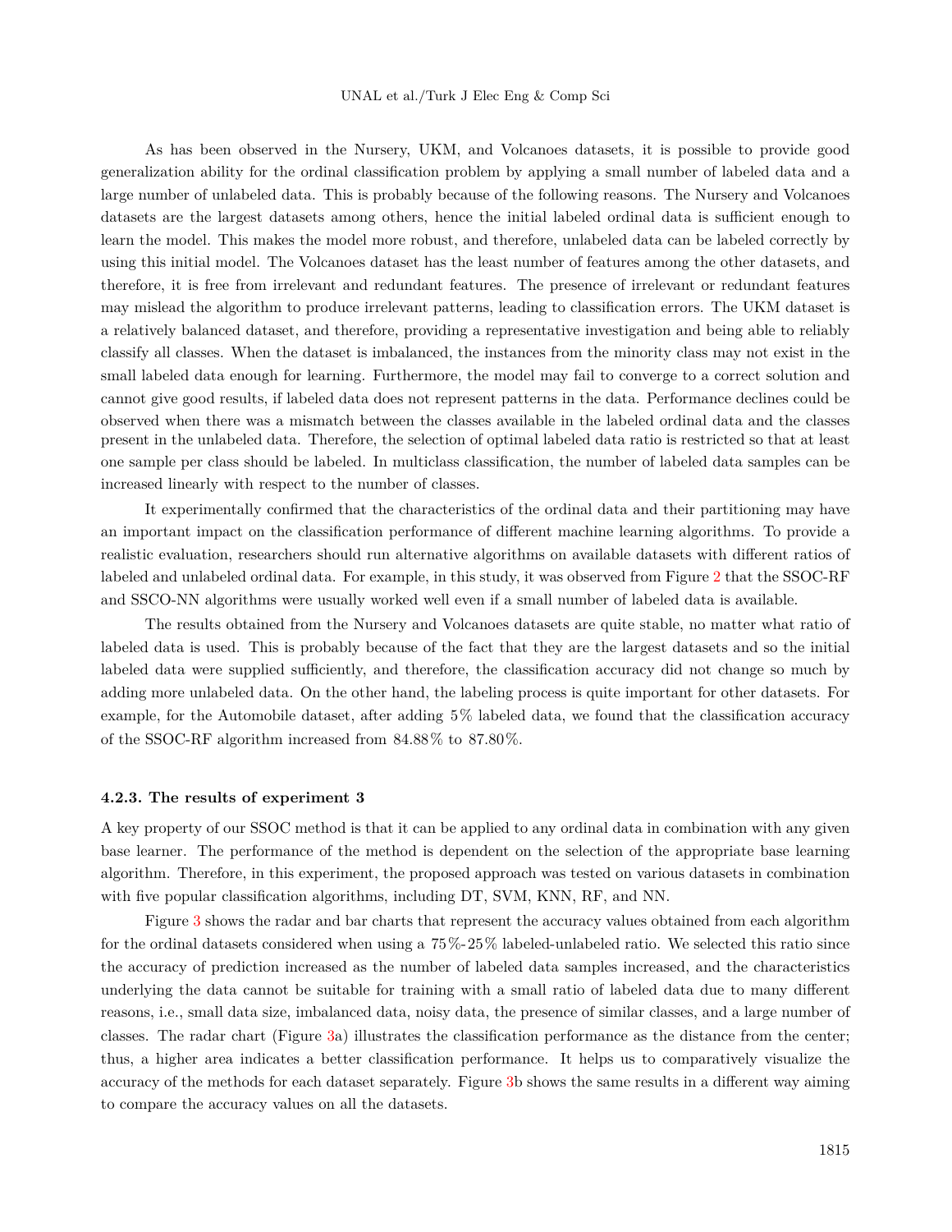As has been observed in the Nursery, UKM, and Volcanoes datasets, it is possible to provide good generalization ability for the ordinal classification problem by applying a small number of labeled data and a large number of unlabeled data. This is probably because of the following reasons. The Nursery and Volcanoes datasets are the largest datasets among others, hence the initial labeled ordinal data is sufficient enough to learn the model. This makes the model more robust, and therefore, unlabeled data can be labeled correctly by using this initial model. The Volcanoes dataset has the least number of features among the other datasets, and therefore, it is free from irrelevant and redundant features. The presence of irrelevant or redundant features may mislead the algorithm to produce irrelevant patterns, leading to classification errors. The UKM dataset is a relatively balanced dataset, and therefore, providing a representative investigation and being able to reliably classify all classes. When the dataset is imbalanced, the instances from the minority class may not exist in the small labeled data enough for learning. Furthermore, the model may fail to converge to a correct solution and cannot give good results, if labeled data does not represent patterns in the data. Performance declines could be observed when there was a mismatch between the classes available in the labeled ordinal data and the classes present in the unlabeled data. Therefore, the selection of optimal labeled data ratio is restricted so that at least one sample per class should be labeled. In multiclass classification, the number of labeled data samples can be increased linearly with respect to the number of classes.

It experimentally confirmed that the characteristics of the ordinal data and their partitioning may have an important impact on the classification performance of different machine learning algorithms. To provide a realistic evaluation, researchers should run alternative algorithms on available datasets with different ratios of labeled and unlabeled ordinal data. For example, in this study, it was observed from Figure 2 that the SSOC-RF and SSCO-NN algorithms were usually worked well even if a small number of labeled data is available.

The results obtained from the Nursery and Volcanoes datasets are quite stable, no matter what ratio of labeled data is used. This is probably because of the fact that they are the largest datasets and so the initial labeled data were supplied sufficiently, and therefore, the classification accuracy did not change so much by adding more unlabeled data. On the other hand, the labeling process is quite important for other datasets. For example, for the Automobile dataset, after adding 5% labeled data, we found that the classification accuracy of the SSOC-RF algorithm increased from 84.88% to 87.80%.

#### 4.2.3. The results of experiment 3

A key property of our SSOC method is that it can be applied to any ordinal data in combination with any given base learner. The performance of the method is dependent on the selection of the appropriate base learning algorithm. Therefore, in this experiment, the proposed approach was tested on various datasets in combination with five popular classification algorithms, including DT, SVM, KNN, RF, and NN.

Figure 3 shows the radar and bar charts that represent the accuracy values obtained from each algorithm for the ordinal datasets considered when using a 75%-25% labeled-unlabeled ratio. We selected this ratio since the accuracy of prediction increased as the number of labeled data samples increased, and the characteristics underlying the data cannot be suitable for training with a small ratio of labeled data due to many different reasons, i.e., small data size, imbalanced data, noisy data, the presence of similar classes, and a large number of classes. The radar chart (Figure 3a) illustrates the classification performance as the distance from the center; thus, a higher area indicates a better classification performance. It helps us to comparatively visualize the accuracy of the methods for each dataset separately. Figure 3b shows the same results in a different way aiming to compare the accuracy values on all the datasets.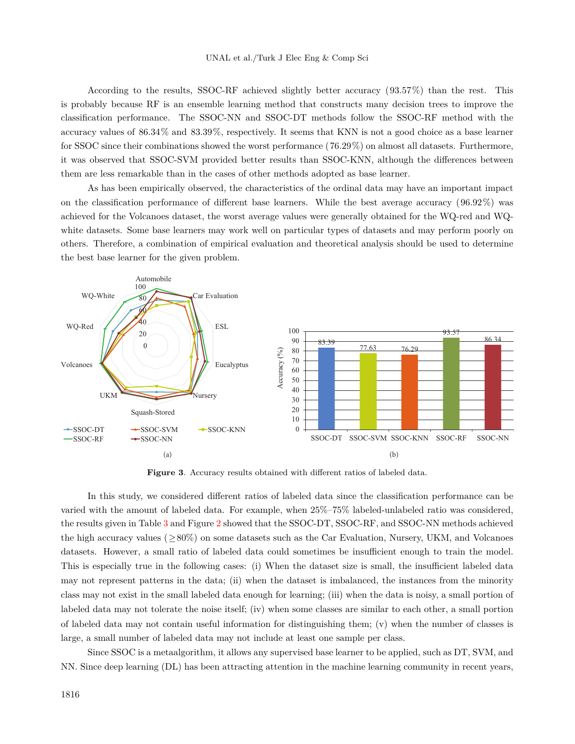According to the results, SSOC-RF achieved slightly better accuracy (93.57%) than the rest. This is probably because RF is an ensemble learning method that constructs many decision trees to improve the classification performance. The SSOC-NN and SSOC-DT methods follow the SSOC-RF method with the accuracy values of 86.34% and 83.39%, respectively. It seems that KNN is not a good choice as a base learner for SSOC since their combinations showed the worst performance (76.29%) on almost all datasets. Furthermore, it was observed that SSOC-SVM provided better results than SSOC-KNN, although the differences between them are less remarkable than in the cases of other methods adopted as base learner.

As has been empirically observed, the characteristics of the ordinal data may have an important impact on the classification performance of different base learners. While the best average accuracy (96.92%) was achieved for the Volcanoes dataset, the worst average values were generally obtained for the WQ-red and WQ-white datasets. Some base learners may work well on particular types of datasets and may perform poorly on others. Therefore, a combination of empirical evaluation and theoretical analysis should be used to determine the best base learner for the given problem.

**Figure 3**. Accuracy results obtained with different ratios of labeled data.

In this study, we considered different ratios of labeled data since the classification performance can be varied with the amount of labeled data. For example, when 25%–75% labeled-unlabeled ratio was considered, the results given in Table 3 and Figure 2 showed that the SSOC-DT, SSOC-RF, and SSOC-NN methods achieved the high accuracy values ($\geq$80%) on some datasets such as the Car Evaluation, Nursery, UKM, and Volcanoes datasets. However, a small ratio of labeled data could sometimes be insufficient enough to train the model. This is especially true in the following cases: (i) When the dataset size is small, the insufficient labeled data may not represent patterns in the data; (ii) when the dataset is imbalanced, the instances from the minority class may not exist in the small labeled data enough for learning; (iii) when the data is noisy, a small portion of labeled data may not tolerate the noise itself; (iv) when some classes are similar to each other, a small portion of labeled data may not contain useful information for distinguishing them; (v) when the number of classes is large, a small number of labeled data may not include at least one sample per class.

Since SSOC is a metaalgorithm, it allows any supervised base learner to be applied, such as DT, SVM, and NN. Since deep learning (DL) has been attracting attention in the machine learning community in recent years,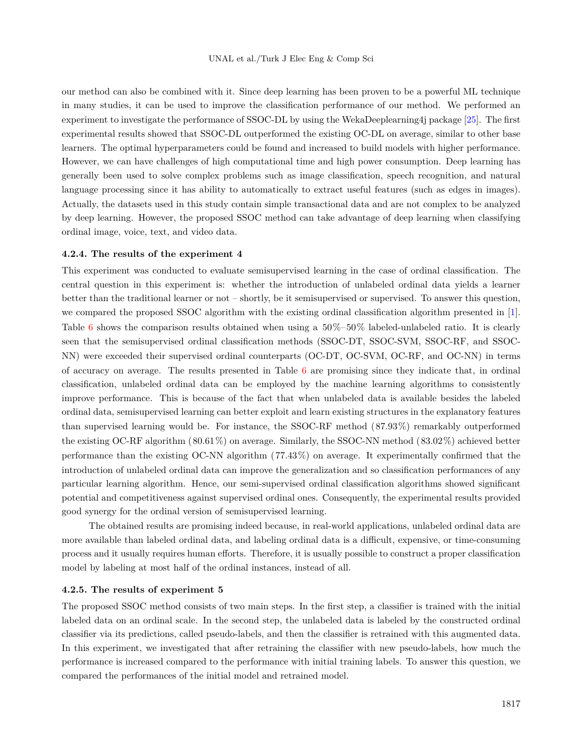our method can also be combined with it. Since deep learning has been proven to be a powerful ML technique in many studies, it can be used to improve the classification performance of our method. We performed an experiment to investigate the performance of SSOC-DL by using the WekaDeeplearning4j package [25]. The first experimental results showed that SSOC-DL outperformed the existing OC-DL on average, similar to other base learners. The optimal hyperparameters could be found and increased to build models with higher performance. However, we can have challenges of high computational time and high power consumption. Deep learning has generally been used to solve complex problems such as image classification, speech recognition, and natural language processing since it has ability to automatically to extract useful features (such as edges in images). Actually, the datasets used in this study contain simple transactional data and are not complex to be analyzed by deep learning. However, the proposed SSOC method can take advantage of deep learning when classifying ordinal image, voice, text, and video data.

#### 4.2.4. The results of the experiment 4

This experiment was conducted to evaluate semisupervised learning in the case of ordinal classification. The central question in this experiment is: whether the introduction of unlabeled ordinal data yields a learner better than the traditional learner or not – shortly, be it semisupervised or supervised. To answer this question, we compared the proposed SSOC algorithm with the existing ordinal classification algorithm presented in [1]. Table 6 shows the comparison results obtained when using a 50%–50% labeled-unlabeled ratio. It is clearly seen that the semisupervised ordinal classification methods (SSOC-DT, SSOC-SVM, SSOC-RF, and SSOC-NN) were exceeded their supervised ordinal counterparts (OC-DT, OC-SVM, OC-RF, and OC-NN) in terms of accuracy on average. The results presented in Table 6 are promising since they indicate that, in ordinal classification, unlabeled ordinal data can be employed by the machine learning algorithms to consistently improve performance. This is because of the fact that when unlabeled data is available besides the labeled ordinal data, semisupervised learning can better exploit and learn existing structures in the explanatory features than supervised learning would be. For instance, the SSOC-RF method (87.93%) remarkably outperformed the existing OC-RF algorithm (80.61%) on average. Similarly, the SSOC-NN method (83.02%) achieved better performance than the existing OC-NN algorithm (77.43%) on average. It experimentally confirmed that the introduction of unlabeled ordinal data can improve the generalization and so classification performances of any particular learning algorithm. Hence, our semi-supervised ordinal classification algorithms showed significant potential and competitiveness against supervised ordinal ones. Consequently, the experimental results provided good synergy for the ordinal version of semisupervised learning.

The obtained results are promising indeed because, in real-world applications, unlabeled ordinal data are more available than labeled ordinal data, and labeling ordinal data is a difficult, expensive, or time-consuming process and it usually requires human efforts. Therefore, it is usually possible to construct a proper classification model by labeling at most half of the ordinal instances, instead of all.

#### 4.2.5. The results of experiment 5

The proposed SSOC method consists of two main steps. In the first step, a classifier is trained with the initial labeled data on an ordinal scale. In the second step, the unlabeled data is labeled by the constructed ordinal classifier via its predictions, called pseudo-labels, and then the classifier is retrained with this augmented data. In this experiment, we investigated that after retraining the classifier with new pseudo-labels, how much the performance is increased compared to the performance with initial training labels. To answer this question, we compared the performances of the initial model and retrained model.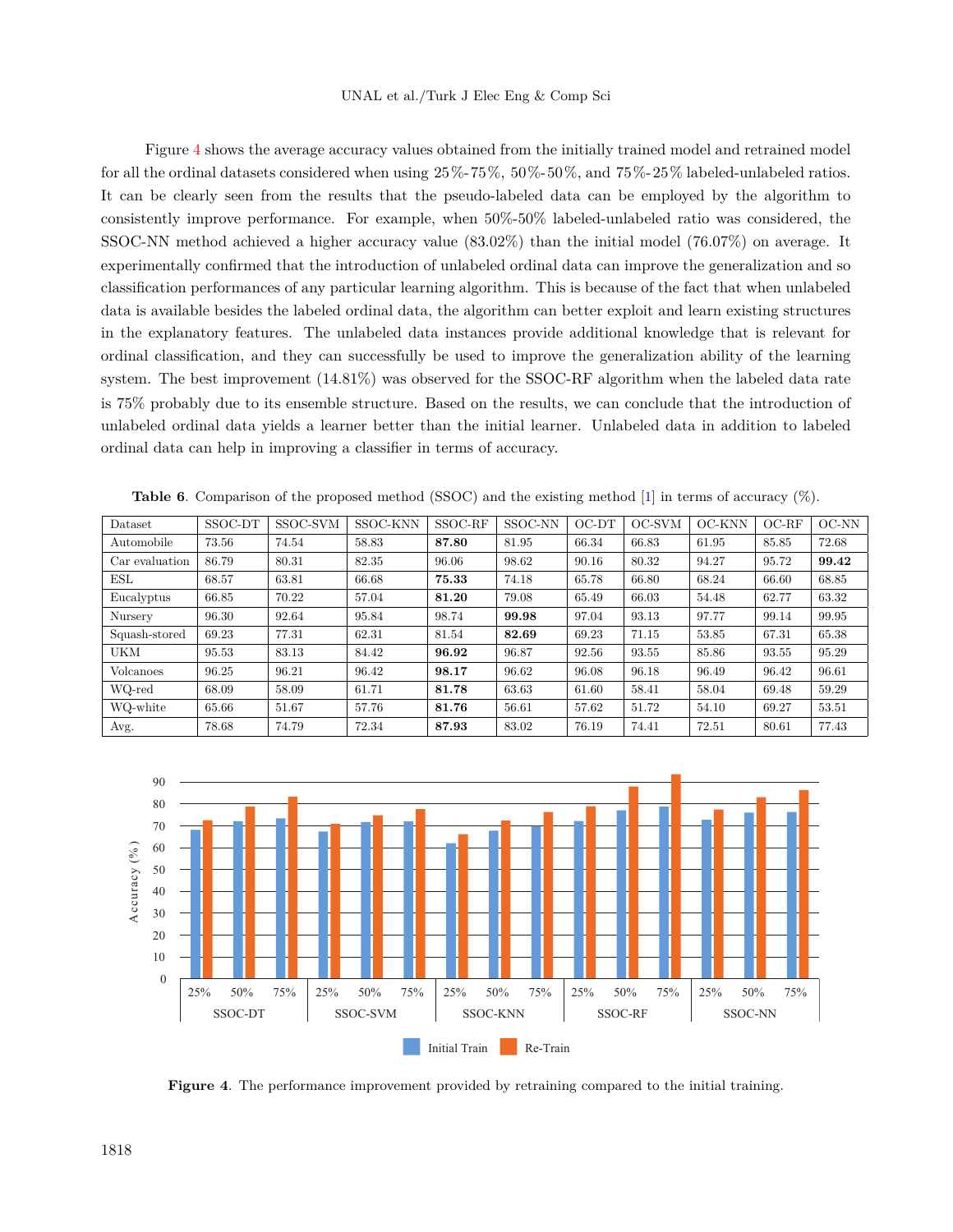Figure 4 shows the average accuracy values obtained from the initially trained model and retrained model for all the ordinal datasets considered when using 25%-75%, 50%-50%, and 75%-25% labeled-unlabeled ratios. It can be clearly seen from the results that the pseudo-labeled data can be employed by the algorithm to consistently improve performance. For example, when 50%-50% labeled-unlabeled ratio was considered, the SSOC-NN method achieved a higher accuracy value (83.02%) than the initial model (76.07%) on average. It experimentally confirmed that the introduction of unlabeled ordinal data can improve the generalization and so classification performances of any particular learning algorithm. This is because of the fact that when unlabeled data is available besides the labeled ordinal data, the algorithm can better exploit and learn existing structures in the explanatory features. The unlabeled data instances provide additional knowledge that is relevant for ordinal classification, and they can successfully be used to improve the generalization ability of the learning system. The best improvement (14.81%) was observed for the SSOC-RF algorithm when the labeled data rate is 75% probably due to its ensemble structure. Based on the results, we can conclude that the introduction of unlabeled ordinal data yields a learner better than the initial learner. Unlabeled data in addition to labeled ordinal data can help in improving a classifier in terms of accuracy.

**Table 6**. Comparison of the proposed method (SSOC) and the existing method [1] in terms of accuracy (%).

| Dataset | SSOC-DT | SSOC-SVM | SSOC-KNN | SSOC-RF | SSOC-NN | OC-DT | OC-SVM | OC-KNN | OC-RF | OC-NN |
|---|---|---|---|---|---|---|---|---|---|---|
| Automobile | 73.56 | 74.54 | 58.83 | **87.80** | 81.95 | 66.34 | 66.83 | 61.95 | 85.85 | 72.68 |
| Car evaluation | 86.79 | 80.31 | 82.35 | 96.06 | 98.62 | 90.16 | 80.32 | 94.27 | 95.72 | **99.42** |
| ESL | 68.57 | 63.81 | 66.68 | **75.33** | 74.18 | 65.78 | 66.80 | 68.24 | 66.60 | 68.85 |
| Eucalyptus | 66.85 | 70.22 | 57.04 | **81.20** | 79.08 | 65.49 | 66.03 | 54.48 | 62.77 | 63.32 |
| Nursery | 96.30 | 92.64 | 95.84 | 98.74 | **99.98** | 97.04 | 93.13 | 97.77 | 99.14 | 99.95 |
| Squash-stored | 69.23 | 77.31 | 62.31 | 81.54 | **82.69** | 69.23 | 71.15 | 53.85 | 67.31 | 65.38 |
| UKM | 95.53 | 83.13 | 84.42 | **96.92** | 96.87 | 92.56 | 93.55 | 85.86 | 93.55 | 95.29 |
| Volcanoes | 96.25 | 96.21 | 96.42 | **98.17** | 96.62 | 96.08 | 96.18 | 96.49 | 96.42 | 96.61 |
| WQ-red | 68.09 | 58.09 | 61.71 | **81.78** | 63.63 | 61.60 | 58.41 | 58.04 | 69.48 | 59.29 |
| WQ-white | 65.66 | 51.67 | 57.76 | **81.76** | 56.61 | 57.62 | 51.72 | 54.10 | 69.27 | 53.51 |
| Avg. | 78.68 | 74.79 | 72.34 | **87.93** | 83.02 | 76.19 | 74.41 | 72.51 | 80.61 | 77.43 |

**Figure 4**. The performance improvement provided by retraining compared to the initial training.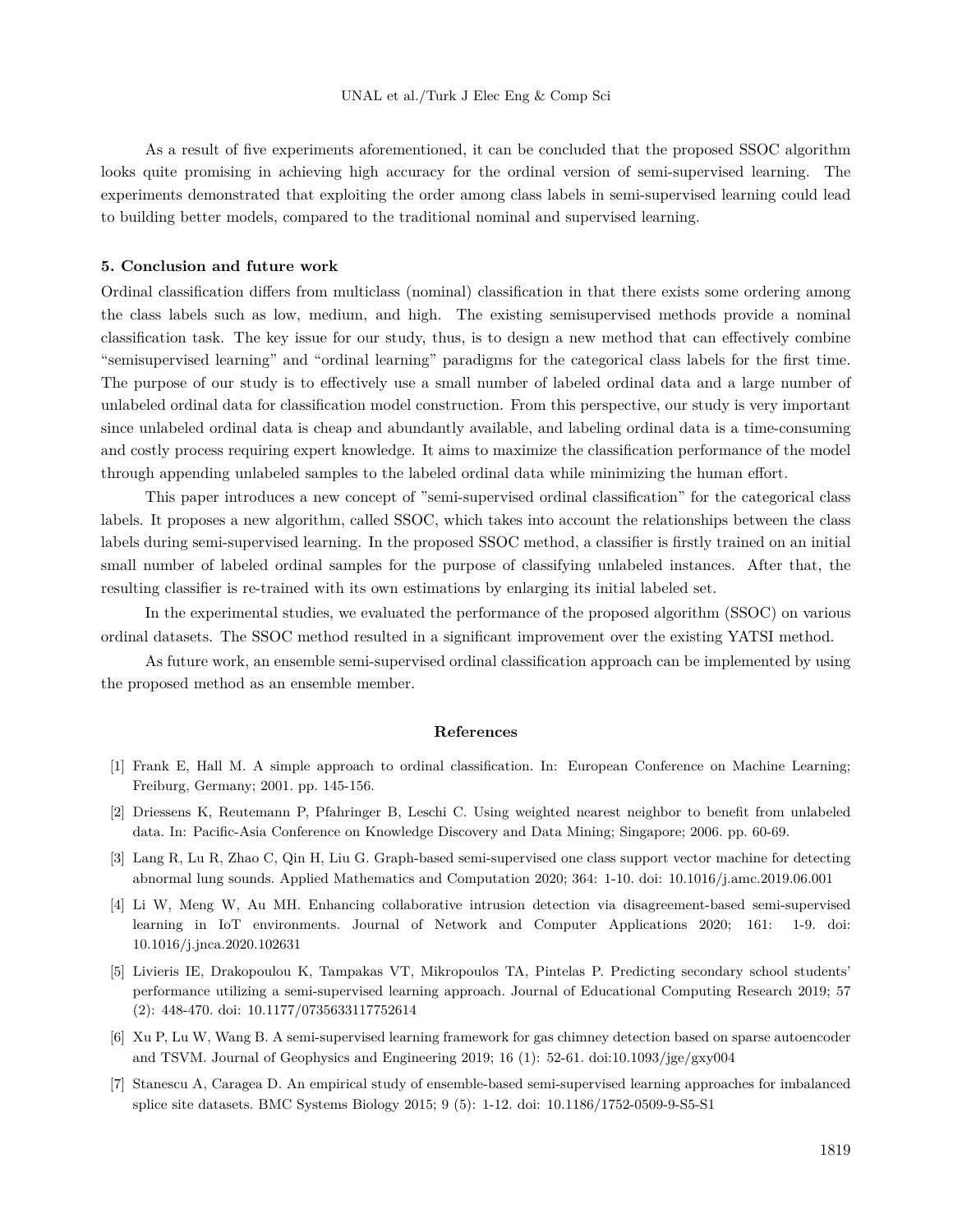As a result of five experiments aforementioned, it can be concluded that the proposed SSOC algorithm looks quite promising in achieving high accuracy for the ordinal version of semi-supervised learning. The experiments demonstrated that exploiting the order among class labels in semi-supervised learning could lead to building better models, compared to the traditional nominal and supervised learning.

## 5. Conclusion and future work

Ordinal classification differs from multiclass (nominal) classification in that there exists some ordering among the class labels such as low, medium, and high. The existing semisupervised methods provide a nominal classification task. The key issue for our study, thus, is to design a new method that can effectively combine "semisupervised learning" and "ordinal learning" paradigms for the categorical class labels for the first time. The purpose of our study is to effectively use a small number of labeled ordinal data and a large number of unlabeled ordinal data for classification model construction. From this perspective, our study is very important since unlabeled ordinal data is cheap and abundantly available, and labeling ordinal data is a time-consuming and costly process requiring expert knowledge. It aims to maximize the classification performance of the model through appending unlabeled samples to the labeled ordinal data while minimizing the human effort.

This paper introduces a new concept of "semi-supervised ordinal classification" for the categorical class labels. It proposes a new algorithm, called SSOC, which takes into account the relationships between the class labels during semi-supervised learning. In the proposed SSOC method, a classifier is firstly trained on an initial small number of labeled ordinal samples for the purpose of classifying unlabeled instances. After that, the resulting classifier is re-trained with its own estimations by enlarging its initial labeled set.

In the experimental studies, we evaluated the performance of the proposed algorithm (SSOC) on various ordinal datasets. The SSOC method resulted in a significant improvement over the existing YATSI method.

As future work, an ensemble semi-supervised ordinal classification approach can be implemented by using the proposed method as an ensemble member.

## References

[1] Frank E, Hall M. A simple approach to ordinal classification. In: European Conference on Machine Learning; Freiburg, Germany; 2001. pp. 145-156.

[2] Driessens K, Reutemann P, Pfahringer B, Leschi C. Using weighted nearest neighbor to benefit from unlabeled data. In: Pacific-Asia Conference on Knowledge Discovery and Data Mining; Singapore; 2006. pp. 60-69.

[3] Lang R, Lu R, Zhao C, Qin H, Liu G. Graph-based semi-supervised one class support vector machine for detecting abnormal lung sounds. Applied Mathematics and Computation 2020; 364: 1-10. doi: 10.1016/j.amc.2019.06.001

[4] Li W, Meng W, Au MH. Enhancing collaborative intrusion detection via disagreement-based semi-supervised learning in IoT environments. Journal of Network and Computer Applications 2020; 161: 1-9. doi: 10.1016/j.jnca.2020.102631

[5] Livieris IE, Drakopoulou K, Tampakas VT, Mikropoulos TA, Pintelas P. Predicting secondary school students' performance utilizing a semi-supervised learning approach. Journal of Educational Computing Research 2019; 57 (2): 448-470. doi: 10.1177/0735633117752614

[6] Xu P, Lu W, Wang B. A semi-supervised learning framework for gas chimney detection based on sparse autoencoder and TSVM. Journal of Geophysics and Engineering 2019; 16 (1): 52-61. doi:10.1093/jge/gxy004

[7] Stanescu A, Caragea D. An empirical study of ensemble-based semi-supervised learning approaches for imbalanced splice site datasets. BMC Systems Biology 2015; 9 (5): 1-12. doi: 10.1186/1752-0509-9-S5-S1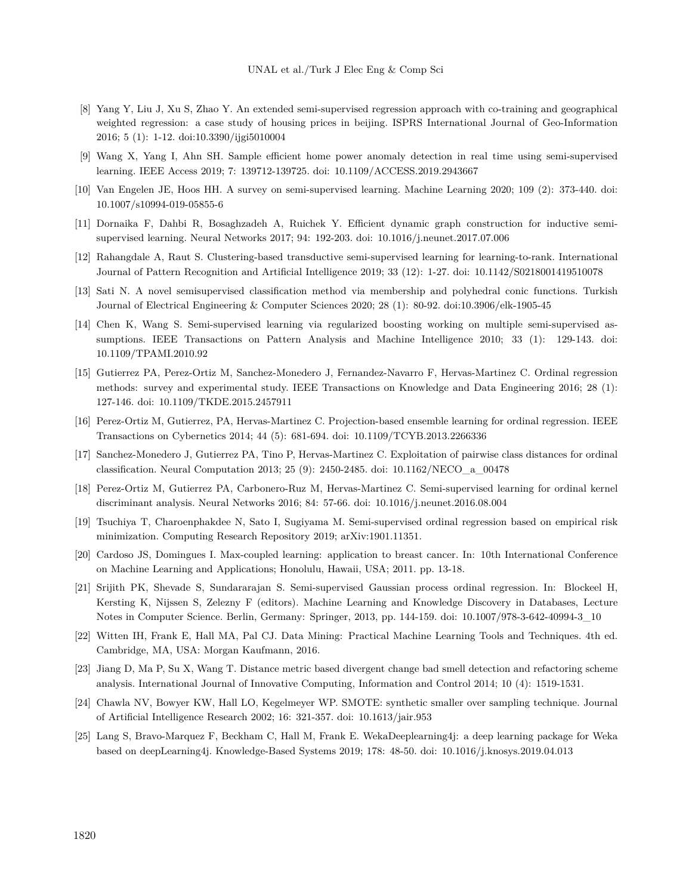[8] Yang Y, Liu J, Xu S, Zhao Y. An extended semi-supervised regression approach with co-training and geographical weighted regression: a case study of housing prices in beijing. ISPRS International Journal of Geo-Information 2016; 5 (1): 1-12. doi:10.3390/ijgi5010004

[9] Wang X, Yang I, Ahn SH. Sample efficient home power anomaly detection in real time using semi-supervised learning. IEEE Access 2019; 7: 139712-139725. doi: 10.1109/ACCESS.2019.2943667

[10] Van Engelen JE, Hoos HH. A survey on semi-supervised learning. Machine Learning 2020; 109 (2): 373-440. doi: 10.1007/s10994-019-05855-6

[11] Dornaika F, Dahbi R, Bosaghzadeh A, Ruichek Y. Efficient dynamic graph construction for inductive semi-supervised learning. Neural Networks 2017; 94: 192-203. doi: 10.1016/j.neunet.2017.07.006

[12] Rahangdale A, Raut S. Clustering-based transductive semi-supervised learning for learning-to-rank. International Journal of Pattern Recognition and Artificial Intelligence 2019; 33 (12): 1-27. doi: 10.1142/S0218001419510078

[13] Sati N. A novel semisupervised classification method via membership and polyhedral conic functions. Turkish Journal of Electrical Engineering & Computer Sciences 2020; 28 (1): 80-92. doi:10.3906/elk-1905-45

[14] Chen K, Wang S. Semi-supervised learning via regularized boosting working on multiple semi-supervised assumptions. IEEE Transactions on Pattern Analysis and Machine Intelligence 2010; 33 (1): 129-143. doi: 10.1109/TPAMI.2010.92

[15] Gutierrez PA, Perez-Ortiz M, Sanchez-Monedero J, Fernandez-Navarro F, Hervas-Martinez C. Ordinal regression methods: survey and experimental study. IEEE Transactions on Knowledge and Data Engineering 2016; 28 (1): 127-146. doi: 10.1109/TKDE.2015.2457911

[16] Perez-Ortiz M, Gutierrez, PA, Hervas-Martinez C. Projection-based ensemble learning for ordinal regression. IEEE Transactions on Cybernetics 2014; 44 (5): 681-694. doi: 10.1109/TCYB.2013.2266336

[17] Sanchez-Monedero J, Gutierrez PA, Tino P, Hervas-Martinez C. Exploitation of pairwise class distances for ordinal classification. Neural Computation 2013; 25 (9): 2450-2485. doi: 10.1162/NECO_a_00478

[18] Perez-Ortiz M, Gutierrez PA, Carbonero-Ruz M, Hervas-Martinez C. Semi-supervised learning for ordinal kernel discriminant analysis. Neural Networks 2016; 84: 57-66. doi: 10.1016/j.neunet.2016.08.004

[19] Tsuchiya T, Charoenphakdee N, Sato I, Sugiyama M. Semi-supervised ordinal regression based on empirical risk minimization. Computing Research Repository 2019; arXiv:1901.11351.

[20] Cardoso JS, Domingues I. Max-coupled learning: application to breast cancer. In: 10th International Conference on Machine Learning and Applications; Honolulu, Hawaii, USA; 2011. pp. 13-18.

[21] Srijith PK, Shevade S, Sundararajan S. Semi-supervised Gaussian process ordinal regression. In: Blockeel H, Kersting K, Nijssen S, Zelezny F (editors). Machine Learning and Knowledge Discovery in Databases, Lecture Notes in Computer Science. Berlin, Germany: Springer, 2013, pp. 144-159. doi: 10.1007/978-3-642-40994-3_10

[22] Witten IH, Frank E, Hall MA, Pal CJ. Data Mining: Practical Machine Learning Tools and Techniques. 4th ed. Cambridge, MA, USA: Morgan Kaufmann, 2016.

[23] Jiang D, Ma P, Su X, Wang T. Distance metric based divergent change bad smell detection and refactoring scheme analysis. International Journal of Innovative Computing, Information and Control 2014; 10 (4): 1519-1531.

[24] Chawla NV, Bowyer KW, Hall LO, Kegelmeyer WP. SMOTE: synthetic smaller over sampling technique. Journal of Artificial Intelligence Research 2002; 16: 321-357. doi: 10.1613/jair.953

[25] Lang S, Bravo-Marquez F, Beckham C, Hall M, Frank E. WekaDeeplearning4j: a deep learning package for Weka based on deepLearning4j. Knowledge-Based Systems 2019; 178: 48-50. doi: 10.1016/j.knosys.2019.04.013